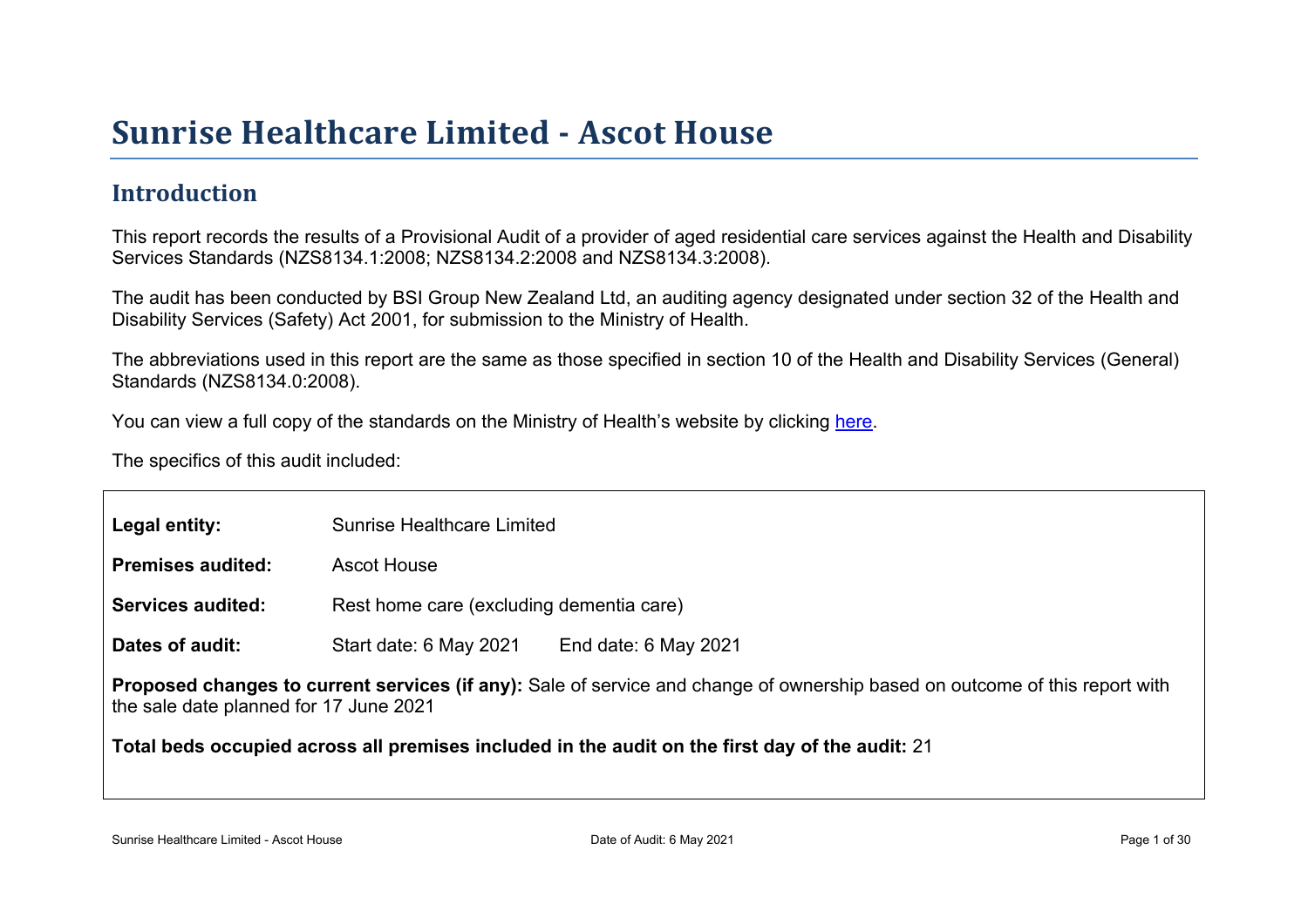# Sunrise Healthcare Limited - Ascot House

## Introduction

This report records the results of a Provisional Audit of a provider of aged residential care services against the Health and Disability Services Standards (NZS8134.1:2008; NZS8134.2:2008 and NZS8134.3:2008).

The audit has been conducted by BSI Group New Zealand Ltd, an auditing agency designated under section 32 of the Health and Disability Services (Safety) Act 2001, for submission to the Ministry of Health.

The abbreviations used in this report are the same as those specified in section 10 of the Health and Disability Services (General) Standards (NZS8134.0:2008).

You can view a full copy of the standards on the Ministry of Health's website by clicking here.

The specifics of this audit included:

**Legal entity:** Sunrise Healthcare Limited

**Premises audited:** Ascot House

**Services audited:** Rest home care (excluding dementia care)

**Dates of audit:** Start date: 6 May 2021 End date: 6 May 2021

**Proposed changes to current services (if any):** Sale of service and change of ownership based on outcome of this report with the sale date planned for 17 June 2021

**Total beds occupied across all premises included in the audit on the first day of the audit:** 21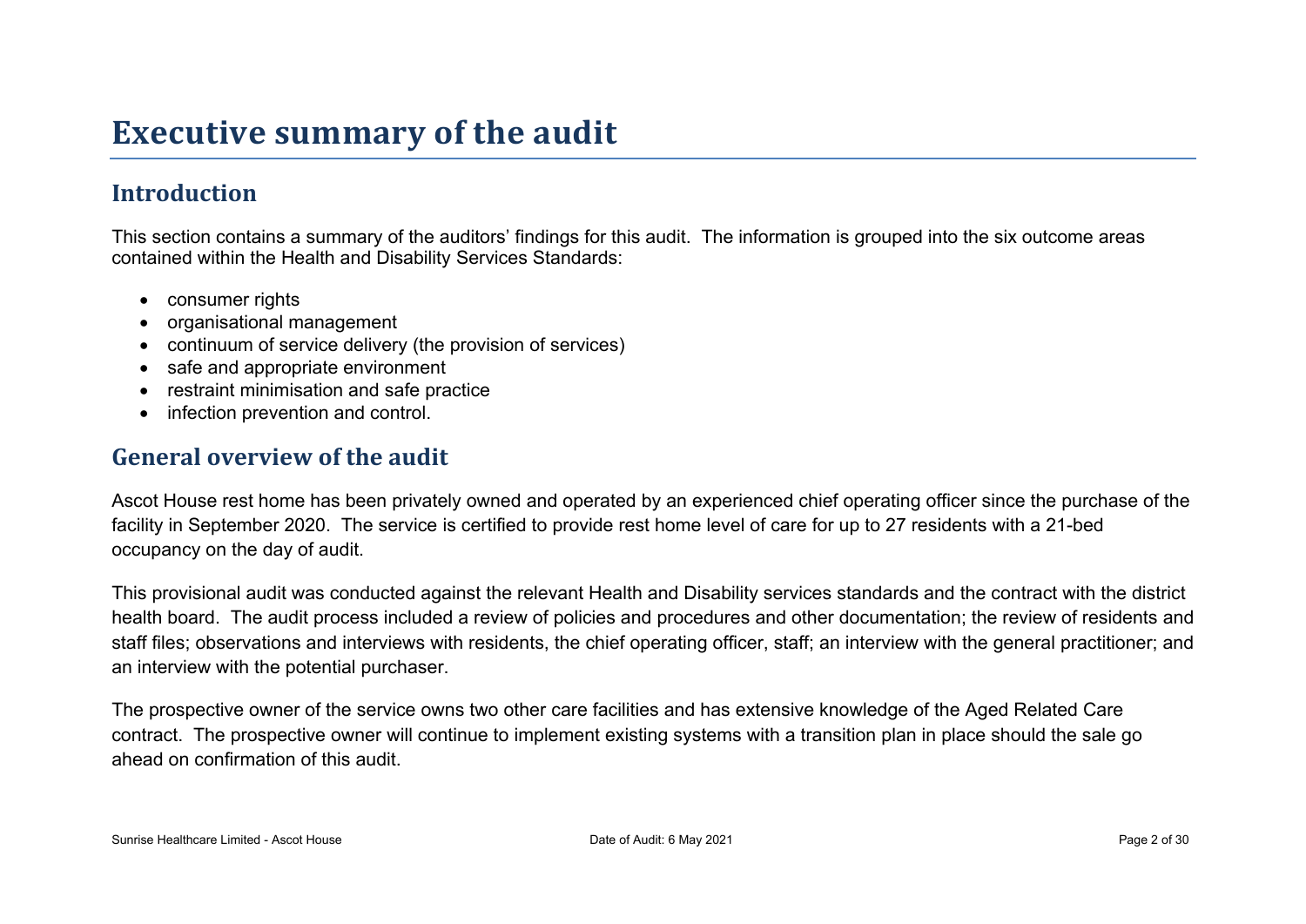# Executive summary of the audit

## Introduction

This section contains a summary of the auditors' findings for this audit. The information is grouped into the six outcome areas contained within the Health and Disability Services Standards:

- consumer rights
- organisational management
- continuum of service delivery (the provision of services)
- safe and appropriate environment
- restraint minimisation and safe practice
- infection prevention and control.

## General overview of the audit

Ascot House rest home has been privately owned and operated by an experienced chief operating officer since the purchase of the facility in September 2020. The service is certified to provide rest home level of care for up to 27 residents with a 21-bed occupancy on the day of audit.

This provisional audit was conducted against the relevant Health and Disability services standards and the contract with the district health board. The audit process included a review of policies and procedures and other documentation; the review of residents and staff files; observations and interviews with residents, the chief operating officer, staff; an interview with the general practitioner; and an interview with the potential purchaser.

The prospective owner of the service owns two other care facilities and has extensive knowledge of the Aged Related Care contract. The prospective owner will continue to implement existing systems with a transition plan in place should the sale go ahead on confirmation of this audit.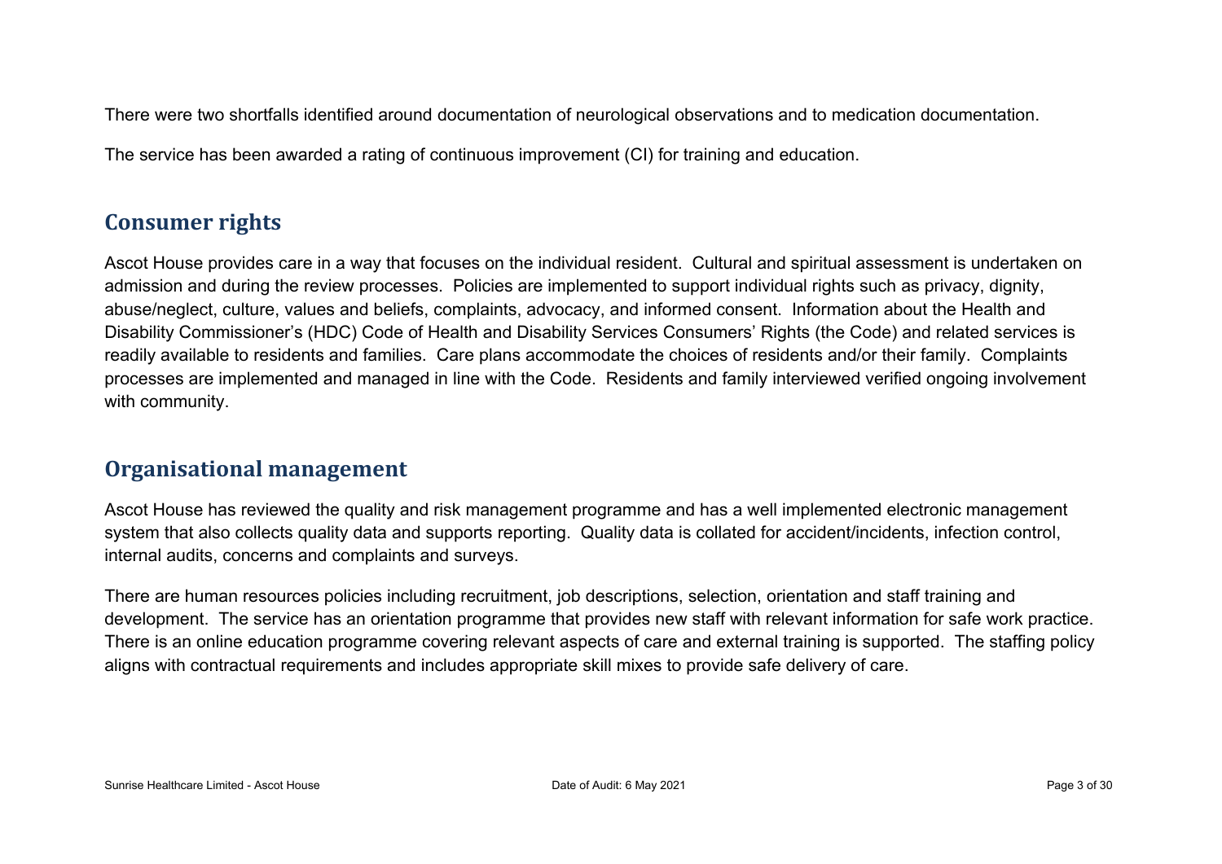There were two shortfalls identified around documentation of neurological observations and to medication documentation.

The service has been awarded a rating of continuous improvement (CI) for training and education.

## Consumer rights

Ascot House provides care in a way that focuses on the individual resident. Cultural and spiritual assessment is undertaken on admission and during the review processes. Policies are implemented to support individual rights such as privacy, dignity, abuse/neglect, culture, values and beliefs, complaints, advocacy, and informed consent. Information about the Health and Disability Commissioner's (HDC) Code of Health and Disability Services Consumers' Rights (the Code) and related services is readily available to residents and families. Care plans accommodate the choices of residents and/or their family. Complaints processes are implemented and managed in line with the Code. Residents and family interviewed verified ongoing involvement with community.

## Organisational management

Ascot House has reviewed the quality and risk management programme and has a well implemented electronic management system that also collects quality data and supports reporting. Quality data is collated for accident/incidents, infection control, internal audits, concerns and complaints and surveys.

There are human resources policies including recruitment, job descriptions, selection, orientation and staff training and development. The service has an orientation programme that provides new staff with relevant information for safe work practice. There is an online education programme covering relevant aspects of care and external training is supported. The staffing policy aligns with contractual requirements and includes appropriate skill mixes to provide safe delivery of care.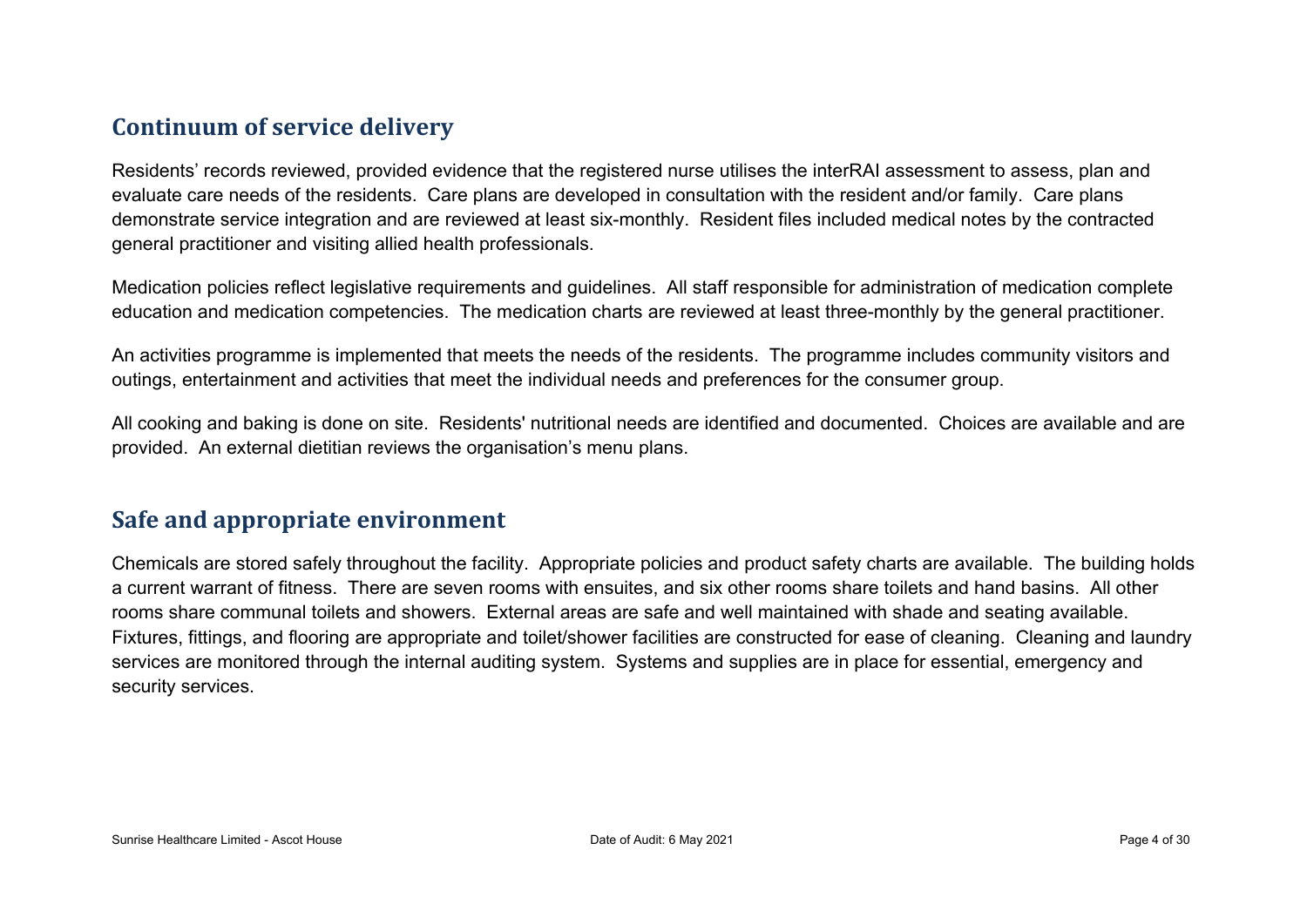## Continuum of service delivery

Residents' records reviewed, provided evidence that the registered nurse utilises the interRAI assessment to assess, plan and evaluate care needs of the residents. Care plans are developed in consultation with the resident and/or family. Care plans demonstrate service integration and are reviewed at least six-monthly. Resident files included medical notes by the contracted general practitioner and visiting allied health professionals.

Medication policies reflect legislative requirements and guidelines. All staff responsible for administration of medication complete education and medication competencies. The medication charts are reviewed at least three-monthly by the general practitioner.

An activities programme is implemented that meets the needs of the residents. The programme includes community visitors and outings, entertainment and activities that meet the individual needs and preferences for the consumer group.

All cooking and baking is done on site. Residents' nutritional needs are identified and documented. Choices are available and are provided. An external dietitian reviews the organisation's menu plans.

## Safe and appropriate environment

Chemicals are stored safely throughout the facility. Appropriate policies and product safety charts are available. The building holds a current warrant of fitness. There are seven rooms with ensuites, and six other rooms share toilets and hand basins. All other rooms share communal toilets and showers. External areas are safe and well maintained with shade and seating available. Fixtures, fittings, and flooring are appropriate and toilet/shower facilities are constructed for ease of cleaning. Cleaning and laundry services are monitored through the internal auditing system. Systems and supplies are in place for essential, emergency and security services.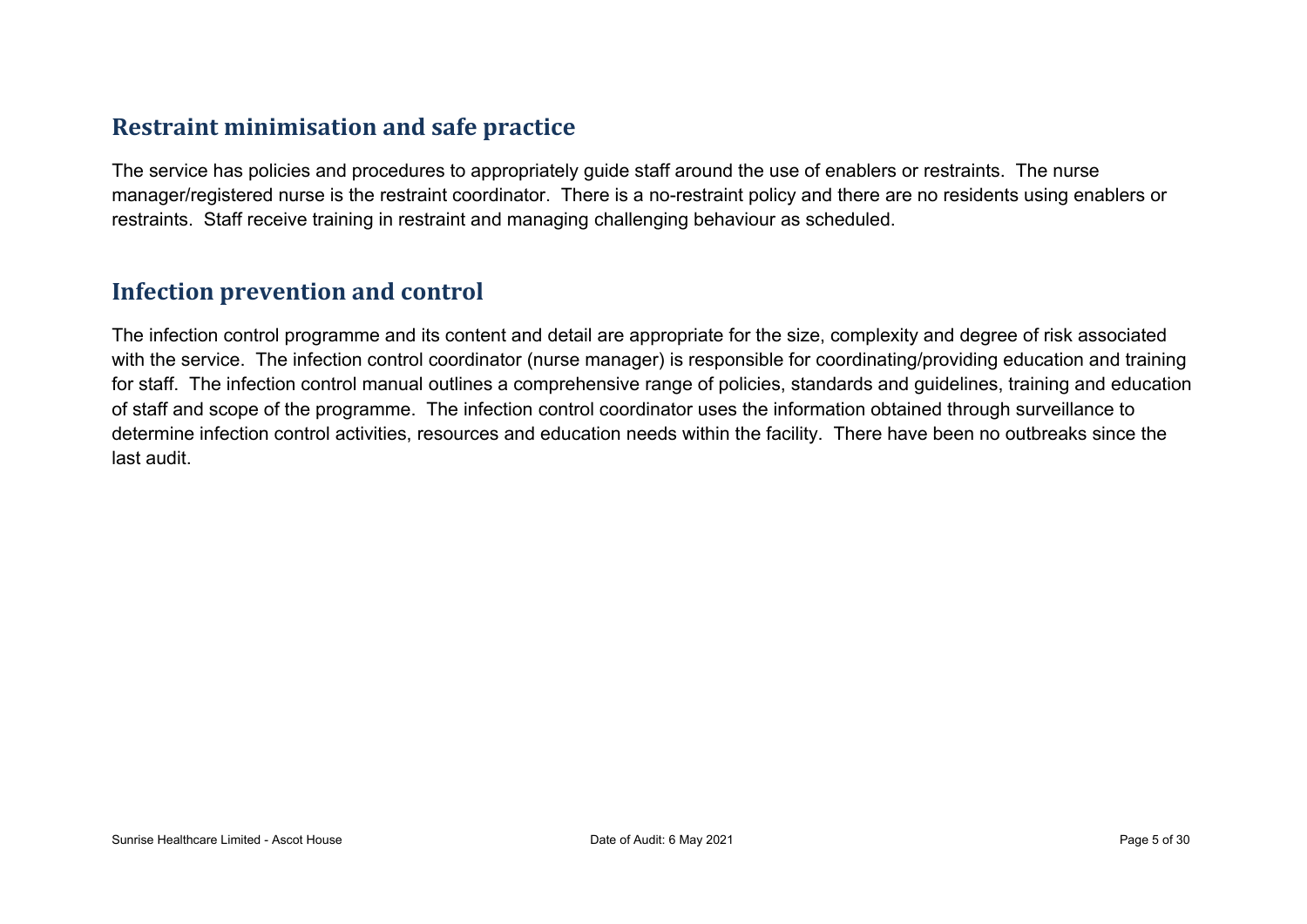## Restraint minimisation and safe practice

The service has policies and procedures to appropriately guide staff around the use of enablers or restraints. The nurse manager/registered nurse is the restraint coordinator. There is a no-restraint policy and there are no residents using enablers or restraints. Staff receive training in restraint and managing challenging behaviour as scheduled.

## Infection prevention and control

The infection control programme and its content and detail are appropriate for the size, complexity and degree of risk associated with the service. The infection control coordinator (nurse manager) is responsible for coordinating/providing education and training for staff. The infection control manual outlines a comprehensive range of policies, standards and guidelines, training and education of staff and scope of the programme. The infection control coordinator uses the information obtained through surveillance to determine infection control activities, resources and education needs within the facility. There have been no outbreaks since the last audit.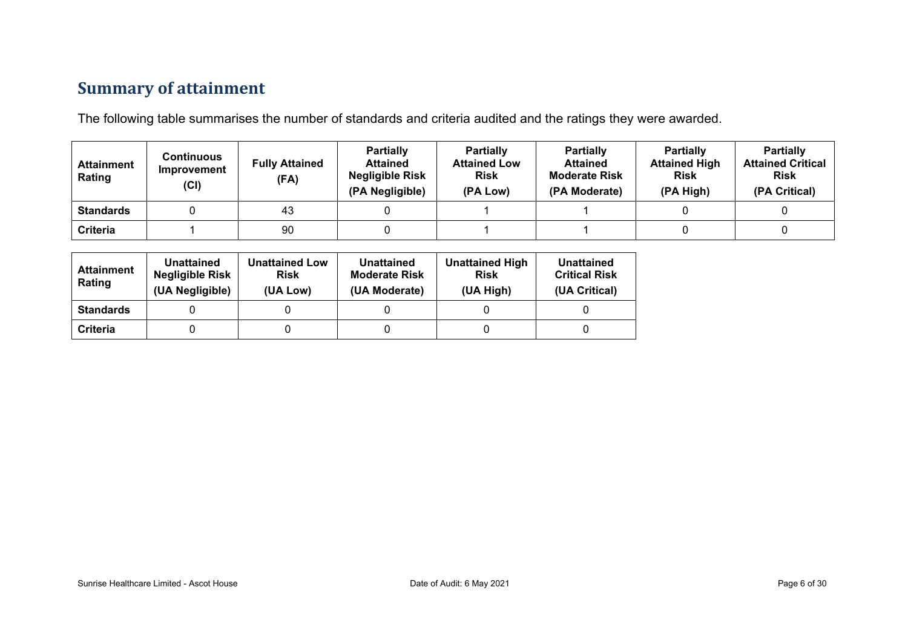## Summary of attainment

The following table summarises the number of standards and criteria audited and the ratings they were awarded.

| Attainment Rating | Continuous Improvement (CI) | Fully Attained (FA) | Partially Attained Negligible Risk (PA Negligible) | Partially Attained Low Risk (PA Low) | Partially Attained Moderate Risk (PA Moderate) | Partially Attained High Risk (PA High) | Partially Attained Critical Risk (PA Critical) |
|---|---|---|---|---|---|---|---|
| **Standards** | 0 | 43 | 0 | 1 | 1 | 0 | 0 |
| **Criteria** | 1 | 90 | 0 | 1 | 1 | 0 | 0 |

| Attainment Rating | Unattained Negligible Risk (UA Negligible) | Unattained Low Risk (UA Low) | Unattained Moderate Risk (UA Moderate) | Unattained High Risk (UA High) | Unattained Critical Risk (UA Critical) |
|---|---|---|---|---|---|
| **Standards** | 0 | 0 | 0 | 0 | 0 |
| **Criteria** | 0 | 0 | 0 | 0 | 0 |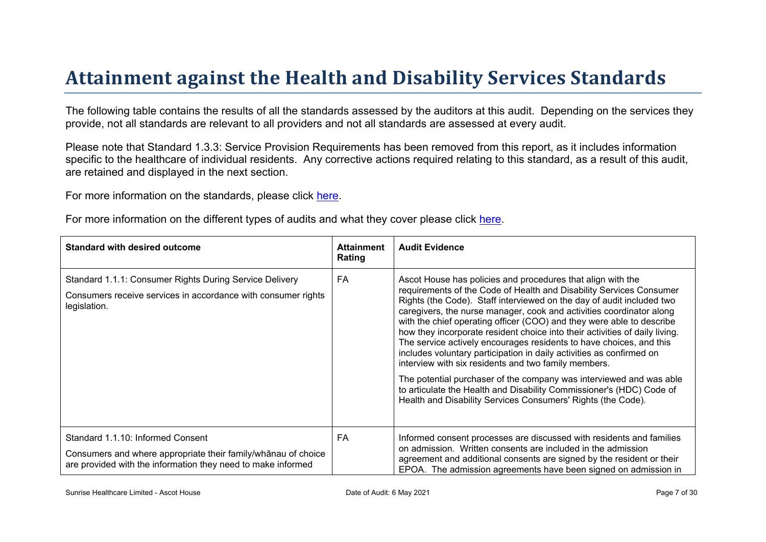# Attainment against the Health and Disability Services Standards

The following table contains the results of all the standards assessed by the auditors at this audit. Depending on the services they provide, not all standards are relevant to all providers and not all standards are assessed at every audit.

Please note that Standard 1.3.3: Service Provision Requirements has been removed from this report, as it includes information specific to the healthcare of individual residents. Any corrective actions required relating to this standard, as a result of this audit, are retained and displayed in the next section.

For more information on the standards, please click [here](#).

For more information on the different types of audits and what they cover please click [here](#).

| Standard with desired outcome | Attainment Rating | Audit Evidence |
|---|---|---|
| Standard 1.1.1: Consumer Rights During Service Delivery<br><br>Consumers receive services in accordance with consumer rights legislation. | FA | Ascot House has policies and procedures that align with the requirements of the Code of Health and Disability Services Consumer Rights (the Code). Staff interviewed on the day of audit included two caregivers, the nurse manager, cook and activities coordinator along with the chief operating officer (COO) and they were able to describe how they incorporate resident choice into their activities of daily living. The service actively encourages residents to have choices, and this includes voluntary participation in daily activities as confirmed on interview with six residents and two family members.<br><br>The potential purchaser of the company was interviewed and was able to articulate the Health and Disability Commissioner's (HDC) Code of Health and Disability Services Consumers' Rights (the Code). |
| Standard 1.1.10: Informed Consent<br><br>Consumers and where appropriate their family/whānau of choice are provided with the information they need to make informed | FA | Informed consent processes are discussed with residents and families on admission. Written consents are included in the admission agreement and additional consents are signed by the resident or their EPOA. The admission agreements have been signed on admission in |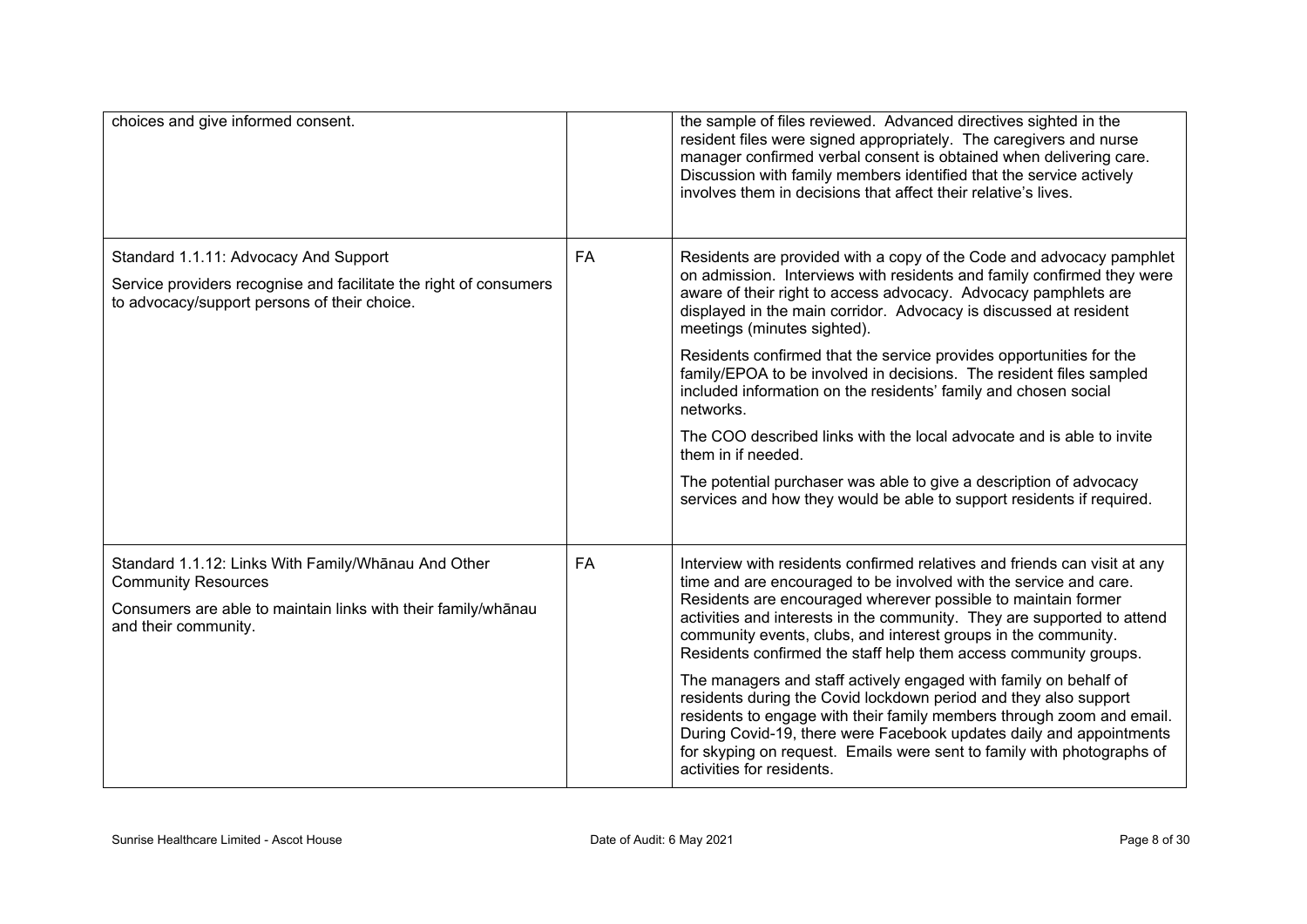| | | |
|---|---|---|
| choices and give informed consent. | | the sample of files reviewed. Advanced directives sighted in the resident files were signed appropriately. The caregivers and nurse manager confirmed verbal consent is obtained when delivering care. Discussion with family members identified that the service actively involves them in decisions that affect their relative's lives. |
| Standard 1.1.11: Advocacy And Support<br><br>Service providers recognise and facilitate the right of consumers to advocacy/support persons of their choice. | FA | Residents are provided with a copy of the Code and advocacy pamphlet on admission. Interviews with residents and family confirmed they were aware of their right to access advocacy. Advocacy pamphlets are displayed in the main corridor. Advocacy is discussed at resident meetings (minutes sighted).<br><br>Residents confirmed that the service provides opportunities for the family/EPOA to be involved in decisions. The resident files sampled included information on the residents' family and chosen social networks.<br><br>The COO described links with the local advocate and is able to invite them in if needed.<br><br>The potential purchaser was able to give a description of advocacy services and how they would be able to support residents if required. |
| Standard 1.1.12: Links With Family/Whānau And Other Community Resources<br><br>Consumers are able to maintain links with their family/whānau and their community. | FA | Interview with residents confirmed relatives and friends can visit at any time and are encouraged to be involved with the service and care. Residents are encouraged wherever possible to maintain former activities and interests in the community. They are supported to attend community events, clubs, and interest groups in the community. Residents confirmed the staff help them access community groups.<br><br>The managers and staff actively engaged with family on behalf of residents during the Covid lockdown period and they also support residents to engage with their family members through zoom and email. During Covid-19, there were Facebook updates daily and appointments for skyping on request. Emails were sent to family with photographs of activities for residents. |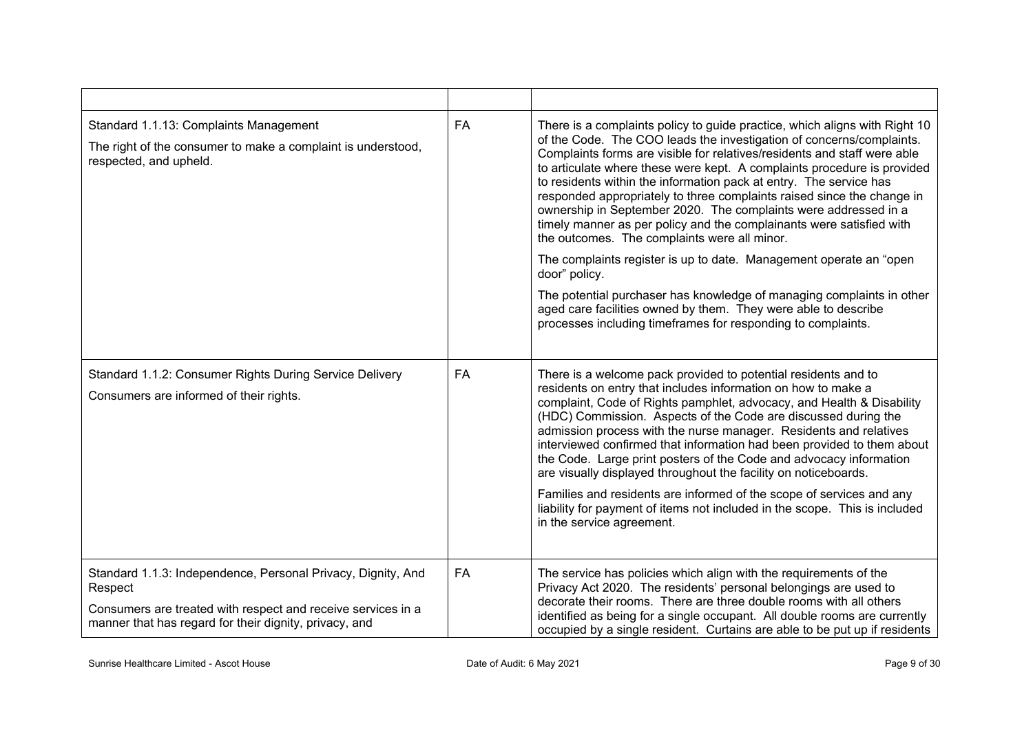| | | |
|---|---|---|
| Standard 1.1.13: Complaints Management<br>The right of the consumer to make a complaint is understood, respected, and upheld. | FA | There is a complaints policy to guide practice, which aligns with Right 10 of the Code. The COO leads the investigation of concerns/complaints. Complaints forms are visible for relatives/residents and staff were able to articulate where these were kept. A complaints procedure is provided to residents within the information pack at entry. The service has responded appropriately to three complaints raised since the change in ownership in September 2020. The complaints were addressed in a timely manner as per policy and the complainants were satisfied with the outcomes. The complaints were all minor.<br>The complaints register is up to date. Management operate an "open door" policy.<br>The potential purchaser has knowledge of managing complaints in other aged care facilities owned by them. They were able to describe processes including timeframes for responding to complaints. |
| Standard 1.1.2: Consumer Rights During Service Delivery<br>Consumers are informed of their rights. | FA | There is a welcome pack provided to potential residents and to residents on entry that includes information on how to make a complaint, Code of Rights pamphlet, advocacy, and Health & Disability (HDC) Commission. Aspects of the Code are discussed during the admission process with the nurse manager. Residents and relatives interviewed confirmed that information had been provided to them about the Code. Large print posters of the Code and advocacy information are visually displayed throughout the facility on noticeboards.<br>Families and residents are informed of the scope of services and any liability for payment of items not included in the scope. This is included in the service agreement. |
| Standard 1.1.3: Independence, Personal Privacy, Dignity, And Respect<br>Consumers are treated with respect and receive services in a manner that has regard for their dignity, privacy, and | FA | The service has policies which align with the requirements of the Privacy Act 2020. The residents' personal belongings are used to decorate their rooms. There are three double rooms with all others identified as being for a single occupant. All double rooms are currently occupied by a single resident. Curtains are able to be put up if residents |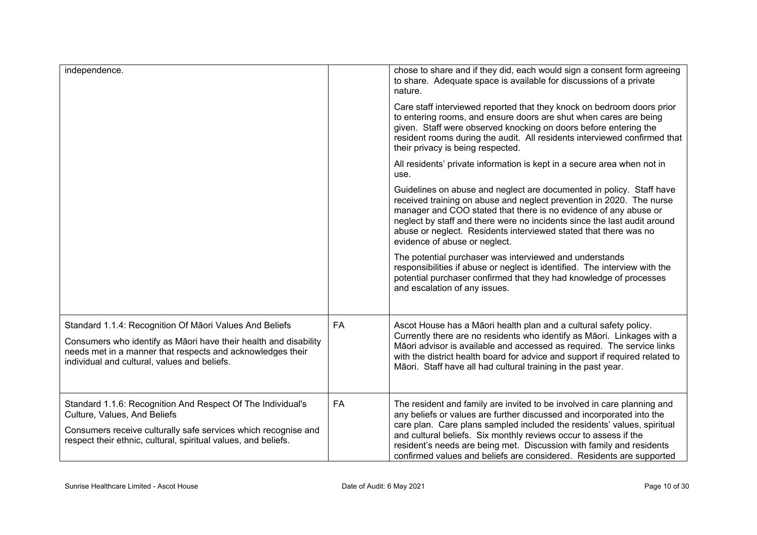| | | |
|---|---|---|
| independence. | | chose to share and if they did, each would sign a consent form agreeing to share. Adequate space is available for discussions of a private nature.<br><br>Care staff interviewed reported that they knock on bedroom doors prior to entering rooms, and ensure doors are shut when cares are being given. Staff were observed knocking on doors before entering the resident rooms during the audit. All residents interviewed confirmed that their privacy is being respected.<br><br>All residents' private information is kept in a secure area when not in use.<br><br>Guidelines on abuse and neglect are documented in policy. Staff have received training on abuse and neglect prevention in 2020. The nurse manager and COO stated that there is no evidence of any abuse or neglect by staff and there were no incidents since the last audit around abuse or neglect. Residents interviewed stated that there was no evidence of abuse or neglect.<br><br>The potential purchaser was interviewed and understands responsibilities if abuse or neglect is identified. The interview with the potential purchaser confirmed that they had knowledge of processes and escalation of any issues. |
| Standard 1.1.4: Recognition Of Māori Values And Beliefs<br><br>Consumers who identify as Māori have their health and disability needs met in a manner that respects and acknowledges their individual and cultural, values and beliefs. | FA | Ascot House has a Māori health plan and a cultural safety policy. Currently there are no residents who identify as Māori. Linkages with a Māori advisor is available and accessed as required. The service links with the district health board for advice and support if required related to Māori. Staff have all had cultural training in the past year. |
| Standard 1.1.6: Recognition And Respect Of The Individual's Culture, Values, And Beliefs<br><br>Consumers receive culturally safe services which recognise and respect their ethnic, cultural, spiritual values, and beliefs. | FA | The resident and family are invited to be involved in care planning and any beliefs or values are further discussed and incorporated into the care plan. Care plans sampled included the residents' values, spiritual and cultural beliefs. Six monthly reviews occur to assess if the resident's needs are being met. Discussion with family and residents confirmed values and beliefs are considered. Residents are supported |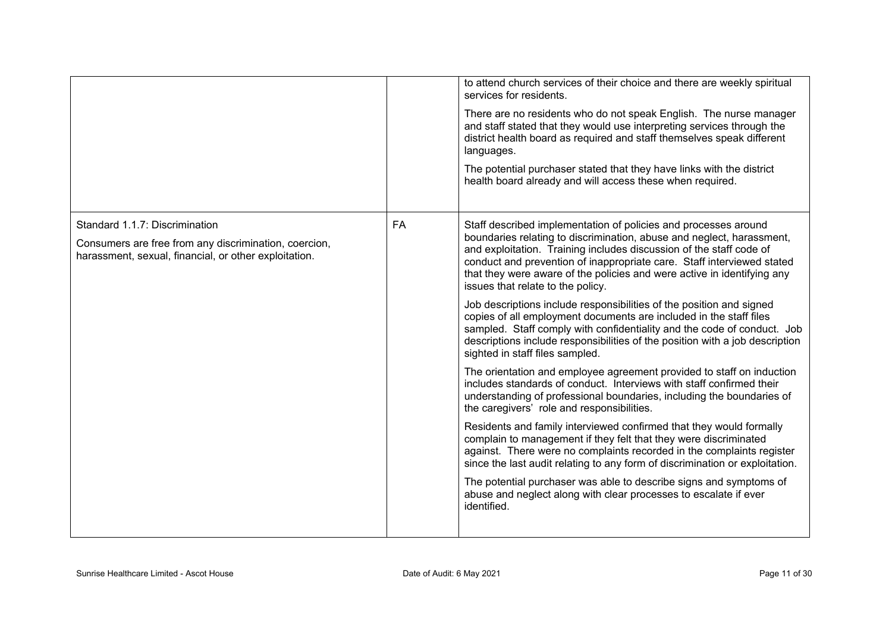| | | |
|---|---|---|
| | | to attend church services of their choice and there are weekly spiritual services for residents.<br><br>There are no residents who do not speak English. The nurse manager and staff stated that they would use interpreting services through the district health board as required and staff themselves speak different languages.<br><br>The potential purchaser stated that they have links with the district health board already and will access these when required. |
| Standard 1.1.7: Discrimination<br><br>Consumers are free from any discrimination, coercion, harassment, sexual, financial, or other exploitation. | FA | Staff described implementation of policies and processes around boundaries relating to discrimination, abuse and neglect, harassment, and exploitation. Training includes discussion of the staff code of conduct and prevention of inappropriate care. Staff interviewed stated that they were aware of the policies and were active in identifying any issues that relate to the policy.<br><br>Job descriptions include responsibilities of the position and signed copies of all employment documents are included in the staff files sampled. Staff comply with confidentiality and the code of conduct. Job descriptions include responsibilities of the position with a job description sighted in staff files sampled.<br><br>The orientation and employee agreement provided to staff on induction includes standards of conduct. Interviews with staff confirmed their understanding of professional boundaries, including the boundaries of the caregivers' role and responsibilities.<br><br>Residents and family interviewed confirmed that they would formally complain to management if they felt that they were discriminated against. There were no complaints recorded in the complaints register since the last audit relating to any form of discrimination or exploitation.<br><br>The potential purchaser was able to describe signs and symptoms of abuse and neglect along with clear processes to escalate if ever identified. |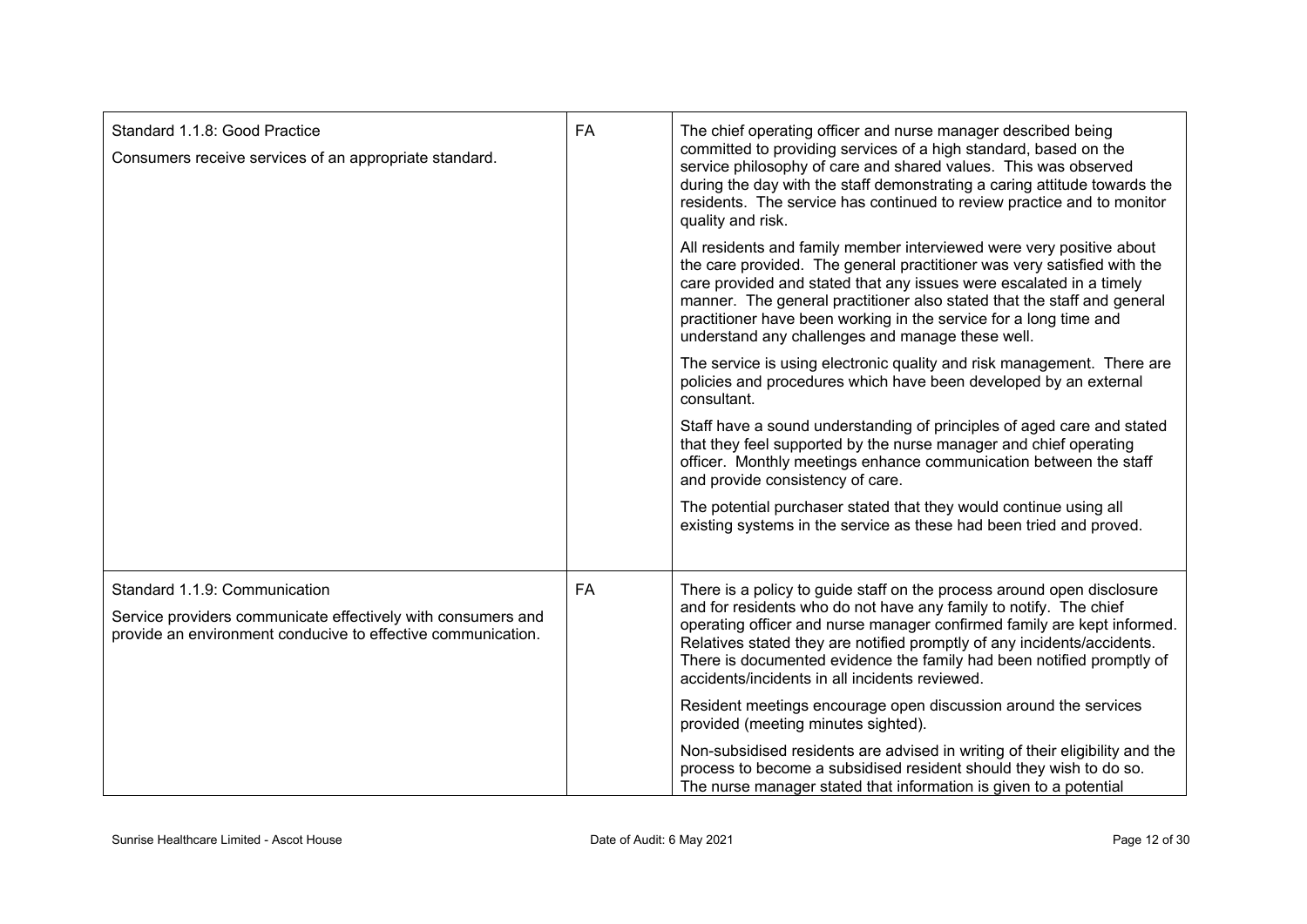| | | |
|---|---|---|
| Standard 1.1.8: Good Practice<br><br>Consumers receive services of an appropriate standard. | FA | The chief operating officer and nurse manager described being committed to providing services of a high standard, based on the service philosophy of care and shared values. This was observed during the day with the staff demonstrating a caring attitude towards the residents. The service has continued to review practice and to monitor quality and risk.<br><br>All residents and family member interviewed were very positive about the care provided. The general practitioner was very satisfied with the care provided and stated that any issues were escalated in a timely manner. The general practitioner also stated that the staff and general practitioner have been working in the service for a long time and understand any challenges and manage these well.<br><br>The service is using electronic quality and risk management. There are policies and procedures which have been developed by an external consultant.<br><br>Staff have a sound understanding of principles of aged care and stated that they feel supported by the nurse manager and chief operating officer. Monthly meetings enhance communication between the staff and provide consistency of care.<br><br>The potential purchaser stated that they would continue using all existing systems in the service as these had been tried and proved. |
| Standard 1.1.9: Communication<br><br>Service providers communicate effectively with consumers and provide an environment conducive to effective communication. | FA | There is a policy to guide staff on the process around open disclosure and for residents who do not have any family to notify. The chief operating officer and nurse manager confirmed family are kept informed. Relatives stated they are notified promptly of any incidents/accidents. There is documented evidence the family had been notified promptly of accidents/incidents in all incidents reviewed.<br><br>Resident meetings encourage open discussion around the services provided (meeting minutes sighted).<br><br>Non-subsidised residents are advised in writing of their eligibility and the process to become a subsidised resident should they wish to do so. The nurse manager stated that information is given to a potential |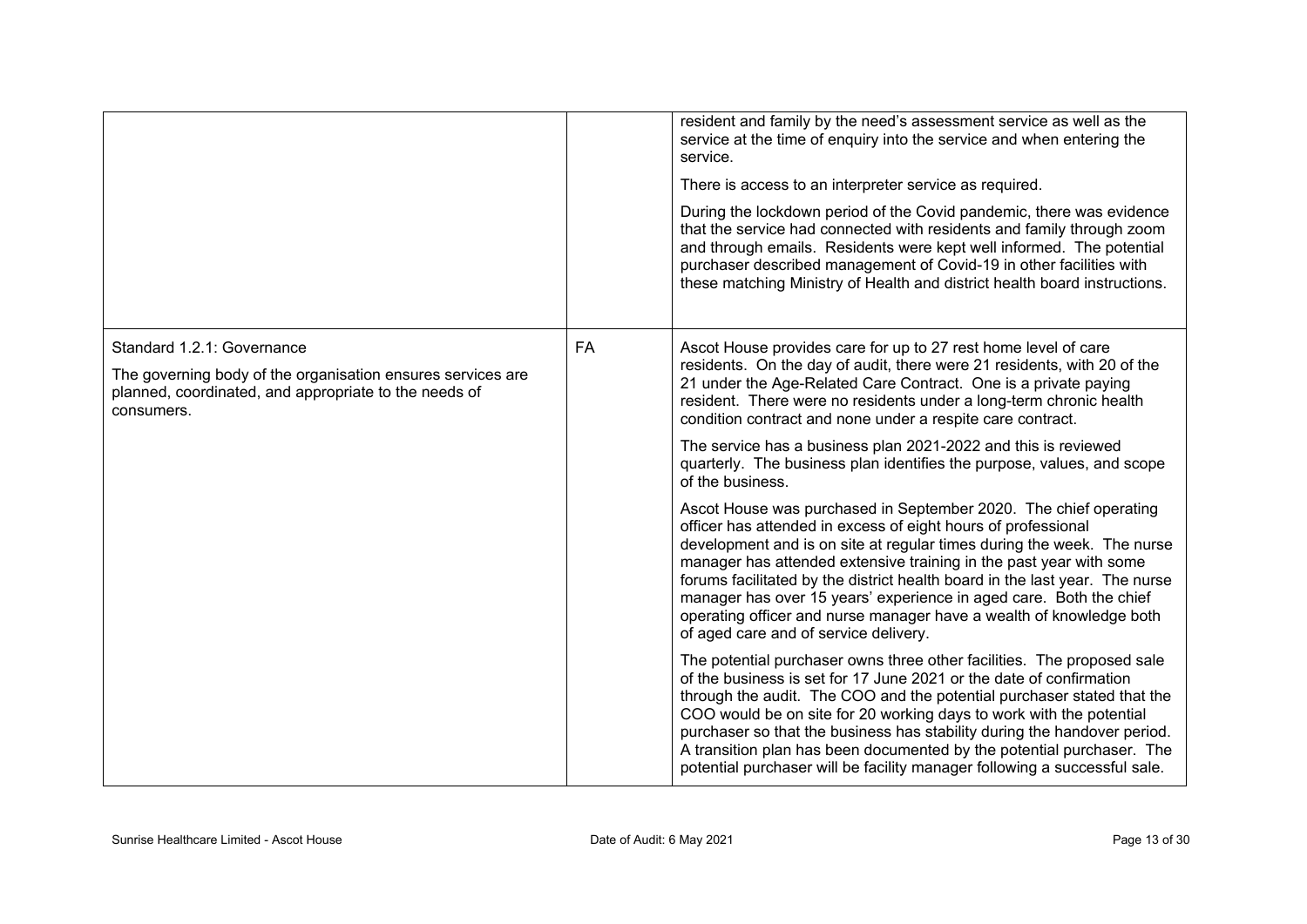| | | |
|---|---|---|
| | | resident and family by the need's assessment service as well as the service at the time of enquiry into the service and when entering the service.<br><br>There is access to an interpreter service as required.<br><br>During the lockdown period of the Covid pandemic, there was evidence that the service had connected with residents and family through zoom and through emails. Residents were kept well informed. The potential purchaser described management of Covid-19 in other facilities with these matching Ministry of Health and district health board instructions. |
| Standard 1.2.1: Governance<br><br>The governing body of the organisation ensures services are planned, coordinated, and appropriate to the needs of consumers. | FA | Ascot House provides care for up to 27 rest home level of care residents. On the day of audit, there were 21 residents, with 20 of the 21 under the Age-Related Care Contract. One is a private paying resident. There were no residents under a long-term chronic health condition contract and none under a respite care contract.<br><br>The service has a business plan 2021-2022 and this is reviewed quarterly. The business plan identifies the purpose, values, and scope of the business.<br><br>Ascot House was purchased in September 2020. The chief operating officer has attended in excess of eight hours of professional development and is on site at regular times during the week. The nurse manager has attended extensive training in the past year with some forums facilitated by the district health board in the last year. The nurse manager has over 15 years' experience in aged care. Both the chief operating officer and nurse manager have a wealth of knowledge both of aged care and of service delivery.<br><br>The potential purchaser owns three other facilities. The proposed sale of the business is set for 17 June 2021 or the date of confirmation through the audit. The COO and the potential purchaser stated that the COO would be on site for 20 working days to work with the potential purchaser so that the business has stability during the handover period. A transition plan has been documented by the potential purchaser. The potential purchaser will be facility manager following a successful sale. |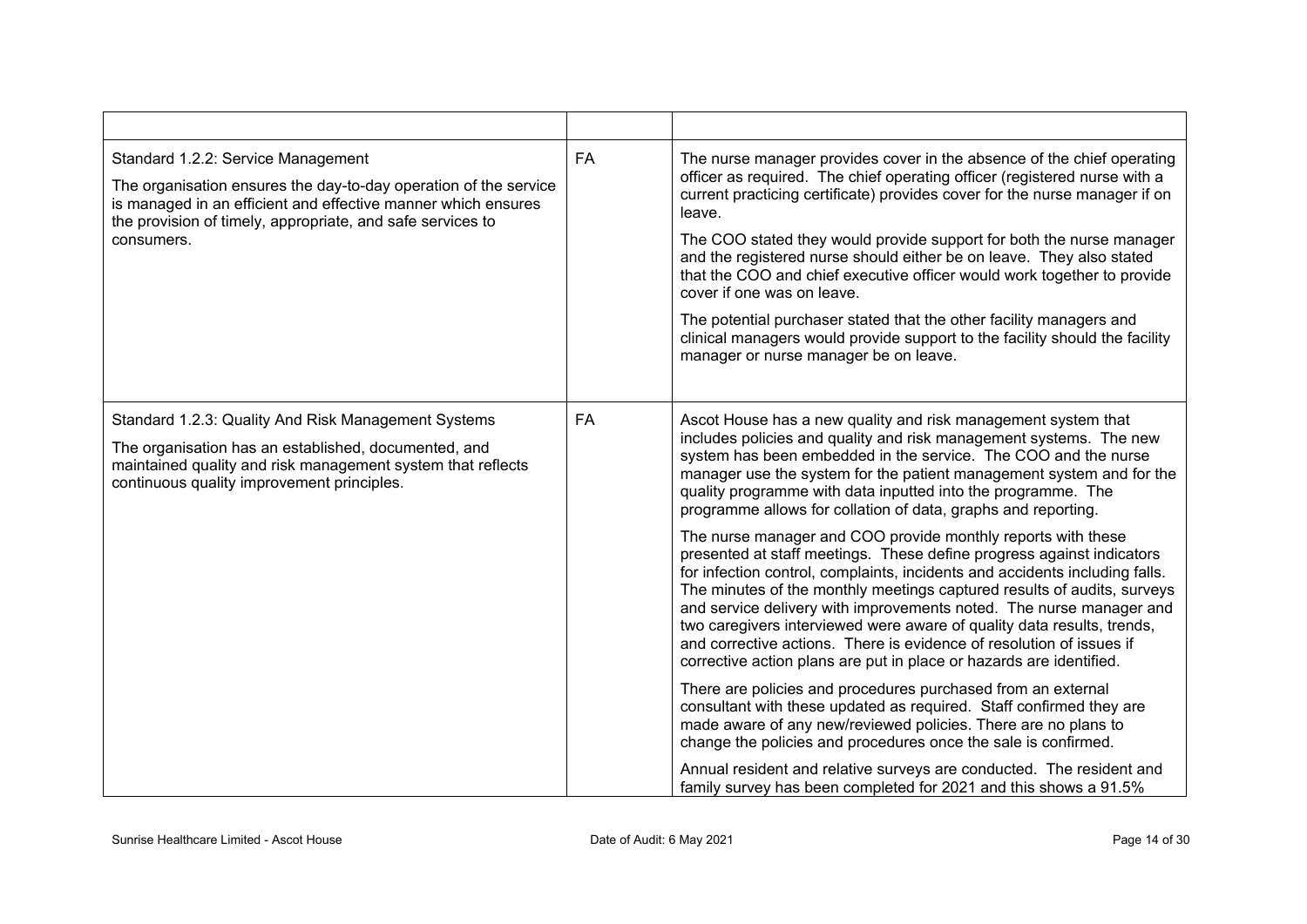| | | |
|---|---|---|
| Standard 1.2.2: Service Management<br><br>The organisation ensures the day-to-day operation of the service is managed in an efficient and effective manner which ensures the provision of timely, appropriate, and safe services to consumers. | FA | The nurse manager provides cover in the absence of the chief operating officer as required. The chief operating officer (registered nurse with a current practicing certificate) provides cover for the nurse manager if on leave.<br><br>The COO stated they would provide support for both the nurse manager and the registered nurse should either be on leave. They also stated that the COO and chief executive officer would work together to provide cover if one was on leave.<br><br>The potential purchaser stated that the other facility managers and clinical managers would provide support to the facility should the facility manager or nurse manager be on leave. |
| Standard 1.2.3: Quality And Risk Management Systems<br><br>The organisation has an established, documented, and maintained quality and risk management system that reflects continuous quality improvement principles. | FA | Ascot House has a new quality and risk management system that includes policies and quality and risk management systems. The new system has been embedded in the service. The COO and the nurse manager use the system for the patient management system and for the quality programme with data inputted into the programme. The programme allows for collation of data, graphs and reporting.<br><br>The nurse manager and COO provide monthly reports with these presented at staff meetings. These define progress against indicators for infection control, complaints, incidents and accidents including falls. The minutes of the monthly meetings captured results of audits, surveys and service delivery with improvements noted. The nurse manager and two caregivers interviewed were aware of quality data results, trends, and corrective actions. There is evidence of resolution of issues if corrective action plans are put in place or hazards are identified.<br><br>There are policies and procedures purchased from an external consultant with these updated as required. Staff confirmed they are made aware of any new/reviewed policies. There are no plans to change the policies and procedures once the sale is confirmed.<br><br>Annual resident and relative surveys are conducted. The resident and family survey has been completed for 2021 and this shows a 91.5% |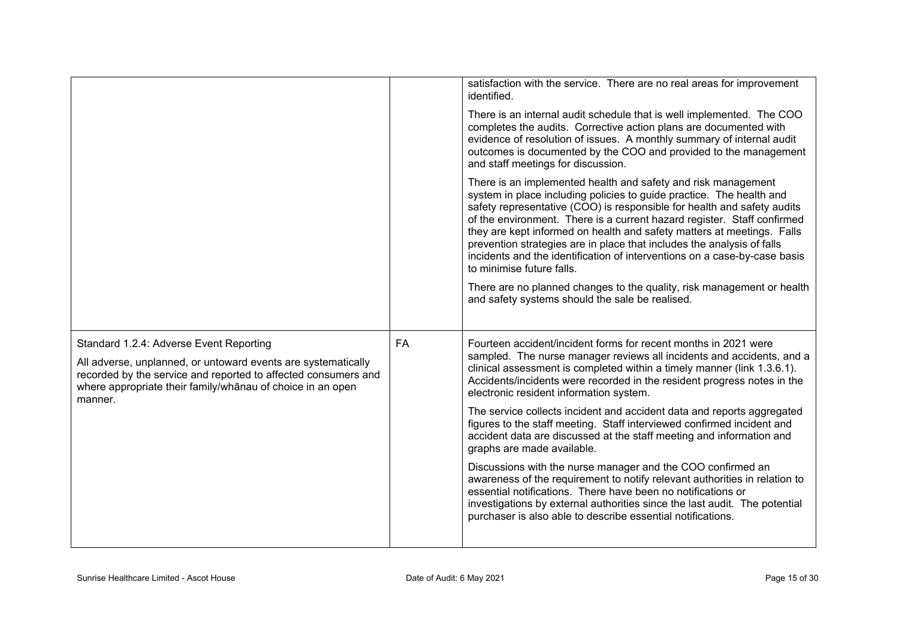| | | |
|---|---|---|
| | | satisfaction with the service. There are no real areas for improvement identified.<br><br>There is an internal audit schedule that is well implemented. The COO completes the audits. Corrective action plans are documented with evidence of resolution of issues. A monthly summary of internal audit outcomes is documented by the COO and provided to the management and staff meetings for discussion.<br><br>There is an implemented health and safety and risk management system in place including policies to guide practice. The health and safety representative (COO) is responsible for health and safety audits of the environment. There is a current hazard register. Staff confirmed they are kept informed on health and safety matters at meetings. Falls prevention strategies are in place that includes the analysis of falls incidents and the identification of interventions on a case-by-case basis to minimise future falls.<br><br>There are no planned changes to the quality, risk management or health and safety systems should the sale be realised. |
| Standard 1.2.4: Adverse Event Reporting<br><br>All adverse, unplanned, or untoward events are systematically recorded by the service and reported to affected consumers and where appropriate their family/whānau of choice in an open manner. | FA | Fourteen accident/incident forms for recent months in 2021 were sampled. The nurse manager reviews all incidents and accidents, and a clinical assessment is completed within a timely manner (link 1.3.6.1). Accidents/incidents were recorded in the resident progress notes in the electronic resident information system.<br><br>The service collects incident and accident data and reports aggregated figures to the staff meeting. Staff interviewed confirmed incident and accident data are discussed at the staff meeting and information and graphs are made available.<br><br>Discussions with the nurse manager and the COO confirmed an awareness of the requirement to notify relevant authorities in relation to essential notifications. There have been no notifications or investigations by external authorities since the last audit. The potential purchaser is also able to describe essential notifications. |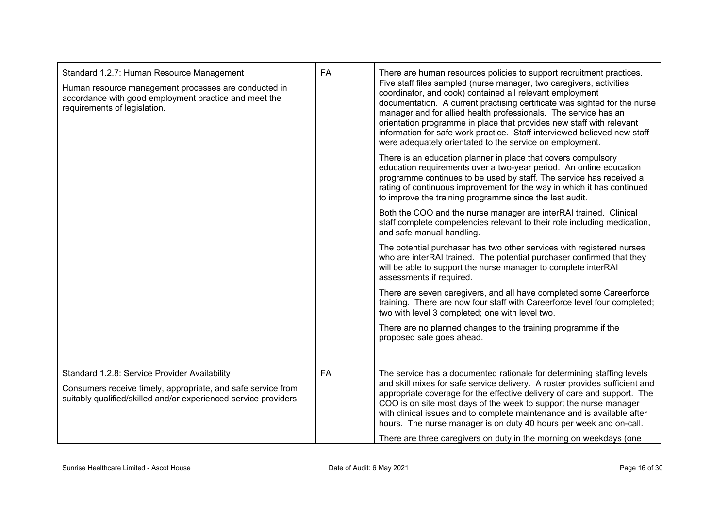| Standard | Rating | Evidence |
| --- | --- | --- |
| Standard 1.2.7: Human Resource Management<br><br>Human resource management processes are conducted in accordance with good employment practice and meet the requirements of legislation. | FA | There are human resources policies to support recruitment practices. Five staff files sampled (nurse manager, two caregivers, activities coordinator, and cook) contained all relevant employment documentation. A current practising certificate was sighted for the nurse manager and for allied health professionals. The service has an orientation programme in place that provides new staff with relevant information for safe work practice. Staff interviewed believed new staff were adequately orientated to the service on employment.<br><br>There is an education planner in place that covers compulsory education requirements over a two-year period. An online education programme continues to be used by staff. The service has received a rating of continuous improvement for the way in which it has continued to improve the training programme since the last audit.<br><br>Both the COO and the nurse manager are interRAI trained. Clinical staff complete competencies relevant to their role including medication, and safe manual handling.<br><br>The potential purchaser has two other services with registered nurses who are interRAI trained. The potential purchaser confirmed that they will be able to support the nurse manager to complete interRAI assessments if required.<br><br>There are seven caregivers, and all have completed some Careerforce training. There are now four staff with Careerforce level four completed; two with level 3 completed; one with level two.<br><br>There are no planned changes to the training programme if the proposed sale goes ahead. |
| Standard 1.2.8: Service Provider Availability<br><br>Consumers receive timely, appropriate, and safe service from suitably qualified/skilled and/or experienced service providers. | FA | The service has a documented rationale for determining staffing levels and skill mixes for safe service delivery. A roster provides sufficient and appropriate coverage for the effective delivery of care and support. The COO is on site most days of the week to support the nurse manager with clinical issues and to complete maintenance and is available after hours. The nurse manager is on duty 40 hours per week and on-call.<br><br>There are three caregivers on duty in the morning on weekdays (one |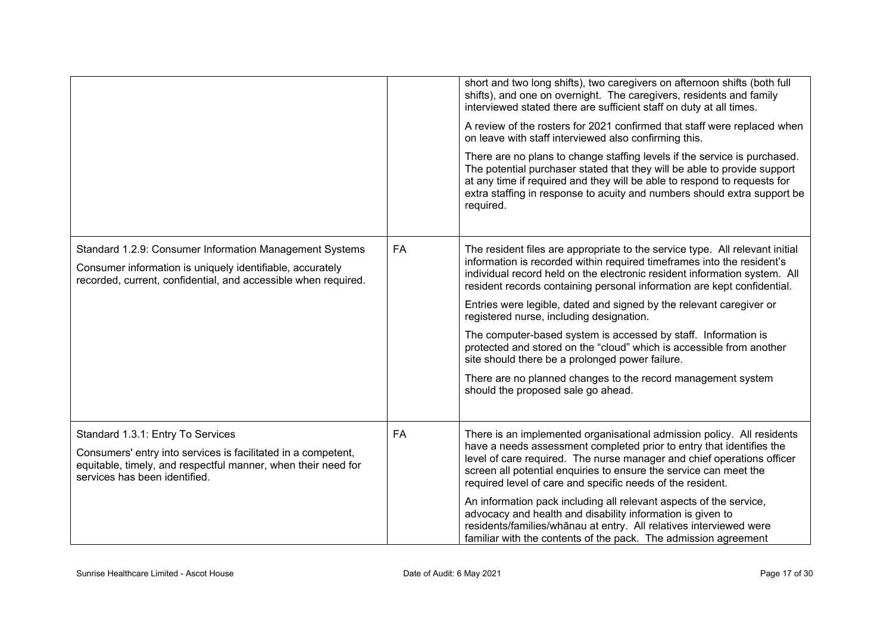| | | |
|---|---|---|
| | | short and two long shifts), two caregivers on afternoon shifts (both full shifts), and one on overnight. The caregivers, residents and family interviewed stated there are sufficient staff on duty at all times.<br><br>A review of the rosters for 2021 confirmed that staff were replaced when on leave with staff interviewed also confirming this.<br><br>There are no plans to change staffing levels if the service is purchased. The potential purchaser stated that they will be able to provide support at any time if required and they will be able to respond to requests for extra staffing in response to acuity and numbers should extra support be required. |
| Standard 1.2.9: Consumer Information Management Systems<br><br>Consumer information is uniquely identifiable, accurately recorded, current, confidential, and accessible when required. | FA | The resident files are appropriate to the service type. All relevant initial information is recorded within required timeframes into the resident's individual record held on the electronic resident information system. All resident records containing personal information are kept confidential.<br><br>Entries were legible, dated and signed by the relevant caregiver or registered nurse, including designation.<br><br>The computer-based system is accessed by staff. Information is protected and stored on the "cloud" which is accessible from another site should there be a prolonged power failure.<br><br>There are no planned changes to the record management system should the proposed sale go ahead. |
| Standard 1.3.1: Entry To Services<br><br>Consumers' entry into services is facilitated in a competent, equitable, timely, and respectful manner, when their need for services has been identified. | FA | There is an implemented organisational admission policy. All residents have a needs assessment completed prior to entry that identifies the level of care required. The nurse manager and chief operations officer screen all potential enquiries to ensure the service can meet the required level of care and specific needs of the resident.<br><br>An information pack including all relevant aspects of the service, advocacy and health and disability information is given to residents/families/whānau at entry. All relatives interviewed were familiar with the contents of the pack. The admission agreement |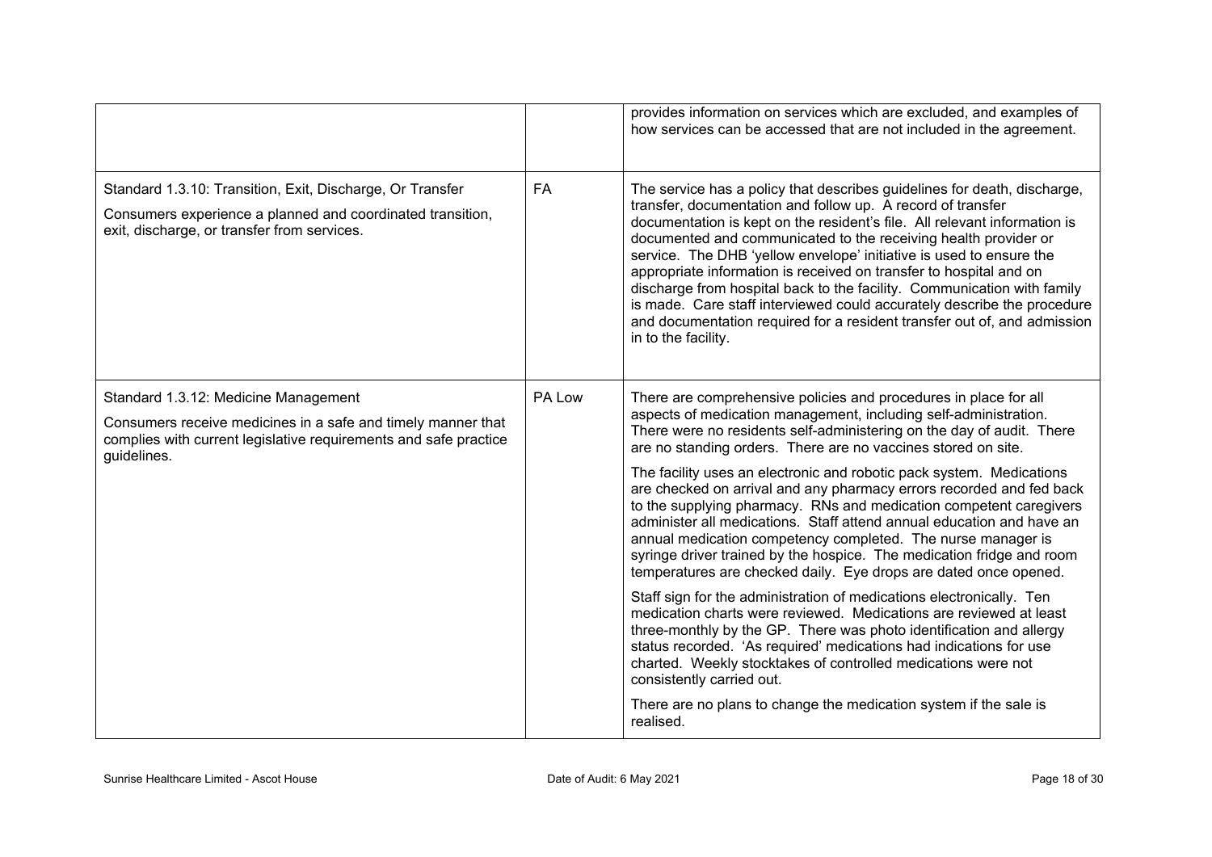| | | |
|---|---|---|
| | | provides information on services which are excluded, and examples of how services can be accessed that are not included in the agreement. |
| Standard 1.3.10: Transition, Exit, Discharge, Or Transfer<br><br>Consumers experience a planned and coordinated transition, exit, discharge, or transfer from services. | FA | The service has a policy that describes guidelines for death, discharge, transfer, documentation and follow up. A record of transfer documentation is kept on the resident's file. All relevant information is documented and communicated to the receiving health provider or service. The DHB 'yellow envelope' initiative is used to ensure the appropriate information is received on transfer to hospital and on discharge from hospital back to the facility. Communication with family is made. Care staff interviewed could accurately describe the procedure and documentation required for a resident transfer out of, and admission in to the facility. |
| Standard 1.3.12: Medicine Management<br><br>Consumers receive medicines in a safe and timely manner that complies with current legislative requirements and safe practice guidelines. | PA Low | There are comprehensive policies and procedures in place for all aspects of medication management, including self-administration. There were no residents self-administering on the day of audit. There are no standing orders. There are no vaccines stored on site.<br><br>The facility uses an electronic and robotic pack system. Medications are checked on arrival and any pharmacy errors recorded and fed back to the supplying pharmacy. RNs and medication competent caregivers administer all medications. Staff attend annual education and have an annual medication competency completed. The nurse manager is syringe driver trained by the hospice. The medication fridge and room temperatures are checked daily. Eye drops are dated once opened.<br><br>Staff sign for the administration of medications electronically. Ten medication charts were reviewed. Medications are reviewed at least three-monthly by the GP. There was photo identification and allergy status recorded. 'As required' medications had indications for use charted. Weekly stocktakes of controlled medications were not consistently carried out.<br><br>There are no plans to change the medication system if the sale is realised. |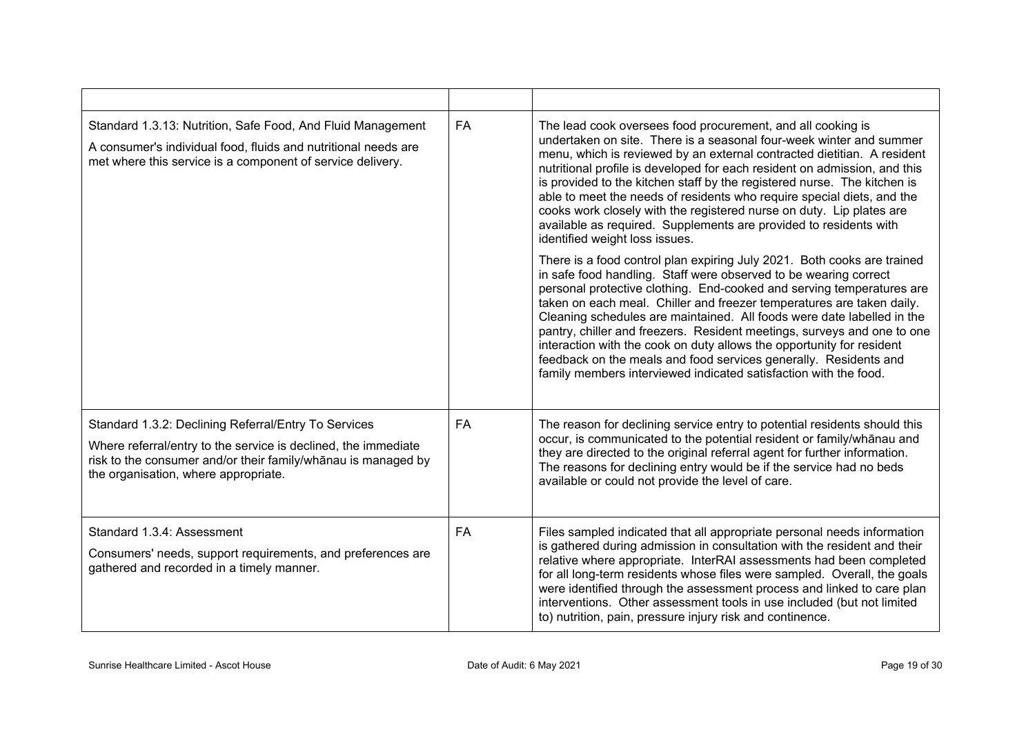| | | |
|---|---|---|
| Standard 1.3.13: Nutrition, Safe Food, And Fluid Management<br><br>A consumer's individual food, fluids and nutritional needs are met where this service is a component of service delivery. | FA | The lead cook oversees food procurement, and all cooking is undertaken on site. There is a seasonal four-week winter and summer menu, which is reviewed by an external contracted dietitian. A resident nutritional profile is developed for each resident on admission, and this is provided to the kitchen staff by the registered nurse. The kitchen is able to meet the needs of residents who require special diets, and the cooks work closely with the registered nurse on duty. Lip plates are available as required. Supplements are provided to residents with identified weight loss issues.<br><br>There is a food control plan expiring July 2021. Both cooks are trained in safe food handling. Staff were observed to be wearing correct personal protective clothing. End-cooked and serving temperatures are taken on each meal. Chiller and freezer temperatures are taken daily. Cleaning schedules are maintained. All foods were date labelled in the pantry, chiller and freezers. Resident meetings, surveys and one to one interaction with the cook on duty allows the opportunity for resident feedback on the meals and food services generally. Residents and family members interviewed indicated satisfaction with the food. |
| Standard 1.3.2: Declining Referral/Entry To Services<br><br>Where referral/entry to the service is declined, the immediate risk to the consumer and/or their family/whānau is managed by the organisation, where appropriate. | FA | The reason for declining service entry to potential residents should this occur, is communicated to the potential resident or family/whānau and they are directed to the original referral agent for further information. The reasons for declining entry would be if the service had no beds available or could not provide the level of care. |
| Standard 1.3.4: Assessment<br><br>Consumers' needs, support requirements, and preferences are gathered and recorded in a timely manner. | FA | Files sampled indicated that all appropriate personal needs information is gathered during admission in consultation with the resident and their relative where appropriate. InterRAI assessments had been completed for all long-term residents whose files were sampled. Overall, the goals were identified through the assessment process and linked to care plan interventions. Other assessment tools in use included (but not limited to) nutrition, pain, pressure injury risk and continence. |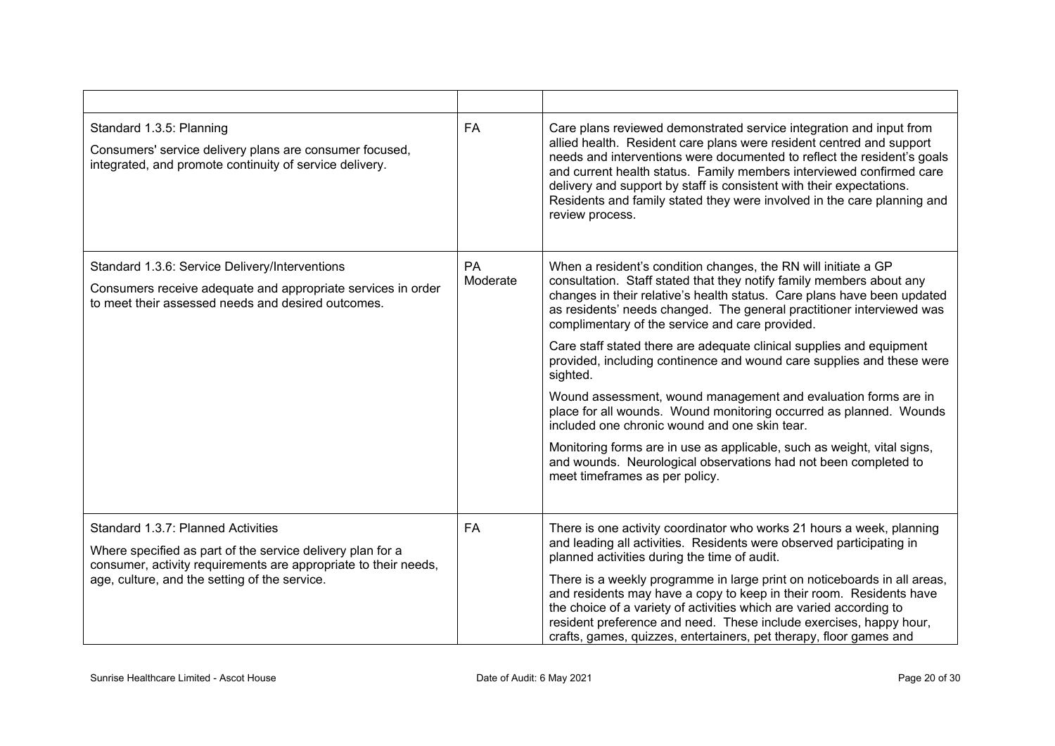| | | |
|---|---|---|
| Standard 1.3.5: Planning<br><br>Consumers' service delivery plans are consumer focused, integrated, and promote continuity of service delivery. | FA | Care plans reviewed demonstrated service integration and input from allied health. Resident care plans were resident centred and support needs and interventions were documented to reflect the resident's goals and current health status. Family members interviewed confirmed care delivery and support by staff is consistent with their expectations. Residents and family stated they were involved in the care planning and review process. |
| Standard 1.3.6: Service Delivery/Interventions<br><br>Consumers receive adequate and appropriate services in order to meet their assessed needs and desired outcomes. | PA Moderate | When a resident's condition changes, the RN will initiate a GP consultation. Staff stated that they notify family members about any changes in their relative's health status. Care plans have been updated as residents' needs changed. The general practitioner interviewed was complimentary of the service and care provided.<br><br>Care staff stated there are adequate clinical supplies and equipment provided, including continence and wound care supplies and these were sighted.<br><br>Wound assessment, wound management and evaluation forms are in place for all wounds. Wound monitoring occurred as planned. Wounds included one chronic wound and one skin tear.<br><br>Monitoring forms are in use as applicable, such as weight, vital signs, and wounds. Neurological observations had not been completed to meet timeframes as per policy. |
| Standard 1.3.7: Planned Activities<br><br>Where specified as part of the service delivery plan for a consumer, activity requirements are appropriate to their needs, age, culture, and the setting of the service. | FA | There is one activity coordinator who works 21 hours a week, planning and leading all activities. Residents were observed participating in planned activities during the time of audit.<br><br>There is a weekly programme in large print on noticeboards in all areas, and residents may have a copy to keep in their room. Residents have the choice of a variety of activities which are varied according to resident preference and need. These include exercises, happy hour, crafts, games, quizzes, entertainers, pet therapy, floor games and |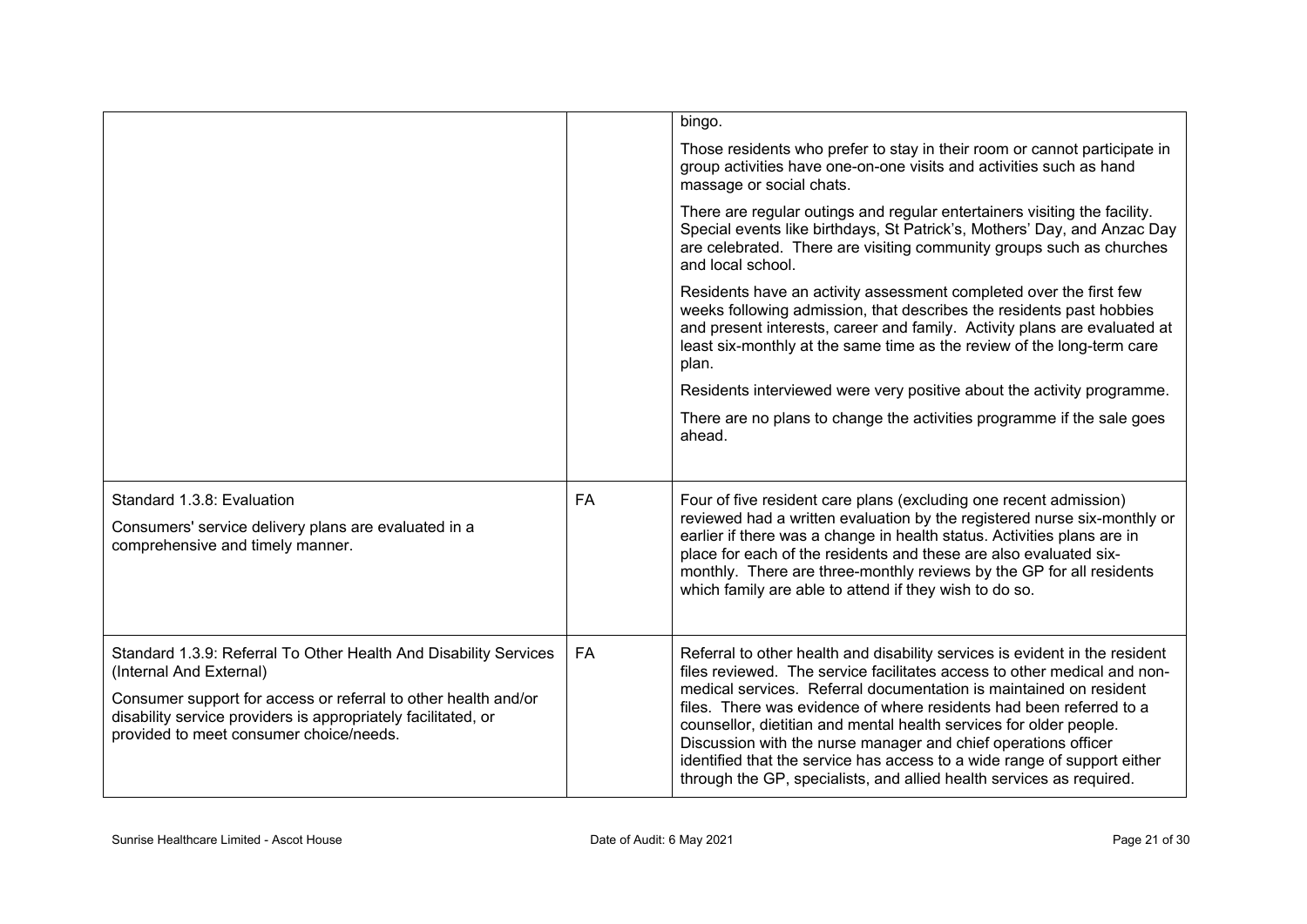| | | |
|---|---|---|
| | | bingo.<br><br>Those residents who prefer to stay in their room or cannot participate in group activities have one-on-one visits and activities such as hand massage or social chats.<br><br>There are regular outings and regular entertainers visiting the facility. Special events like birthdays, St Patrick's, Mothers' Day, and Anzac Day are celebrated. There are visiting community groups such as churches and local school.<br><br>Residents have an activity assessment completed over the first few weeks following admission, that describes the residents past hobbies and present interests, career and family. Activity plans are evaluated at least six-monthly at the same time as the review of the long-term care plan.<br><br>Residents interviewed were very positive about the activity programme.<br><br>There are no plans to change the activities programme if the sale goes ahead. |
| Standard 1.3.8: Evaluation<br><br>Consumers' service delivery plans are evaluated in a comprehensive and timely manner. | FA | Four of five resident care plans (excluding one recent admission) reviewed had a written evaluation by the registered nurse six-monthly or earlier if there was a change in health status. Activities plans are in place for each of the residents and these are also evaluated six-monthly. There are three-monthly reviews by the GP for all residents which family are able to attend if they wish to do so. |
| Standard 1.3.9: Referral To Other Health And Disability Services (Internal And External)<br><br>Consumer support for access or referral to other health and/or disability service providers is appropriately facilitated, or provided to meet consumer choice/needs. | FA | Referral to other health and disability services is evident in the resident files reviewed. The service facilitates access to other medical and non-medical services. Referral documentation is maintained on resident files. There was evidence of where residents had been referred to a counsellor, dietitian and mental health services for older people. Discussion with the nurse manager and chief operations officer identified that the service has access to a wide range of support either through the GP, specialists, and allied health services as required. |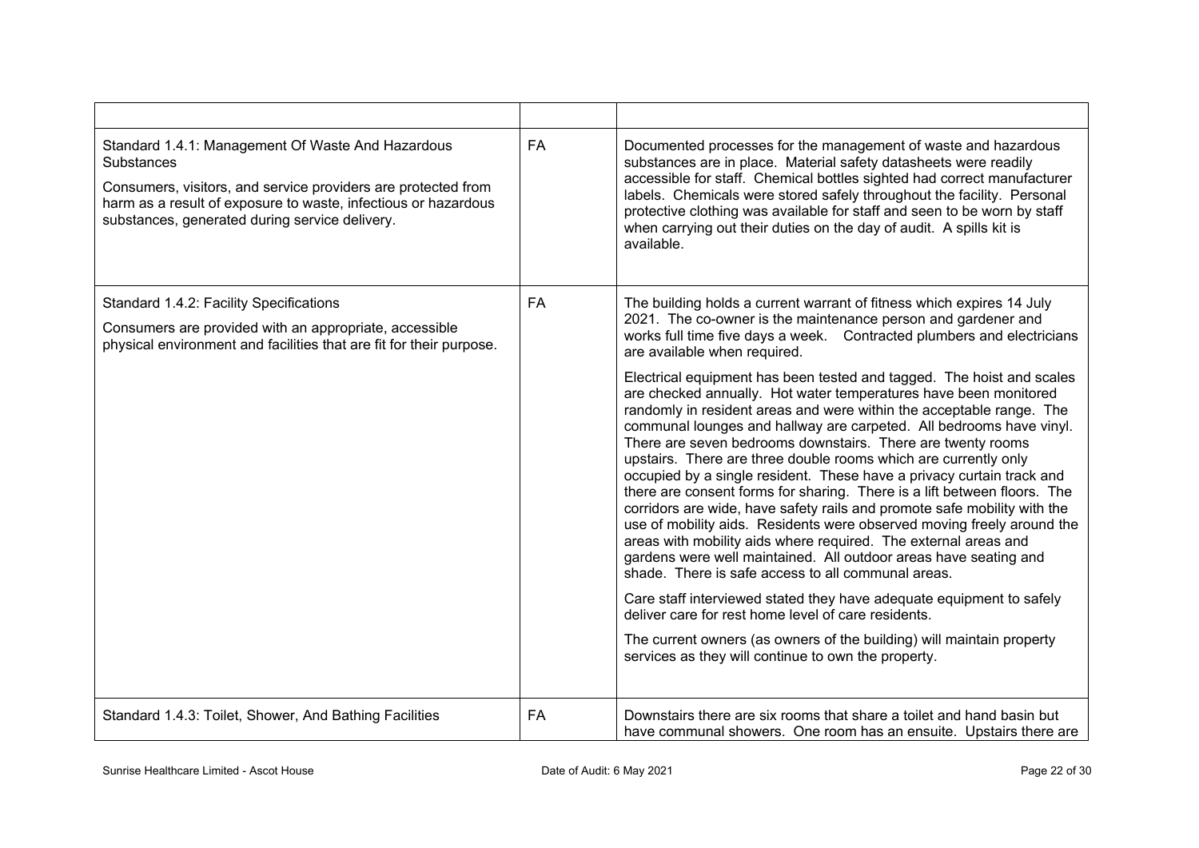| | | |
|---|---|---|
| Standard 1.4.1: Management Of Waste And Hazardous Substances<br><br>Consumers, visitors, and service providers are protected from harm as a result of exposure to waste, infectious or hazardous substances, generated during service delivery. | FA | Documented processes for the management of waste and hazardous substances are in place. Material safety datasheets were readily accessible for staff. Chemical bottles sighted had correct manufacturer labels. Chemicals were stored safely throughout the facility. Personal protective clothing was available for staff and seen to be worn by staff when carrying out their duties on the day of audit. A spills kit is available. |
| Standard 1.4.2: Facility Specifications<br><br>Consumers are provided with an appropriate, accessible physical environment and facilities that are fit for their purpose. | FA | The building holds a current warrant of fitness which expires 14 July 2021. The co-owner is the maintenance person and gardener and works full time five days a week. Contracted plumbers and electricians are available when required.<br><br>Electrical equipment has been tested and tagged. The hoist and scales are checked annually. Hot water temperatures have been monitored randomly in resident areas and were within the acceptable range. The communal lounges and hallway are carpeted. All bedrooms have vinyl. There are seven bedrooms downstairs. There are twenty rooms upstairs. There are three double rooms which are currently only occupied by a single resident. These have a privacy curtain track and there are consent forms for sharing. There is a lift between floors. The corridors are wide, have safety rails and promote safe mobility with the use of mobility aids. Residents were observed moving freely around the areas with mobility aids where required. The external areas and gardens were well maintained. All outdoor areas have seating and shade. There is safe access to all communal areas.<br><br>Care staff interviewed stated they have adequate equipment to safely deliver care for rest home level of care residents.<br><br>The current owners (as owners of the building) will maintain property services as they will continue to own the property. |
| Standard 1.4.3: Toilet, Shower, And Bathing Facilities | FA | Downstairs there are six rooms that share a toilet and hand basin but have communal showers. One room has an ensuite. Upstairs there are |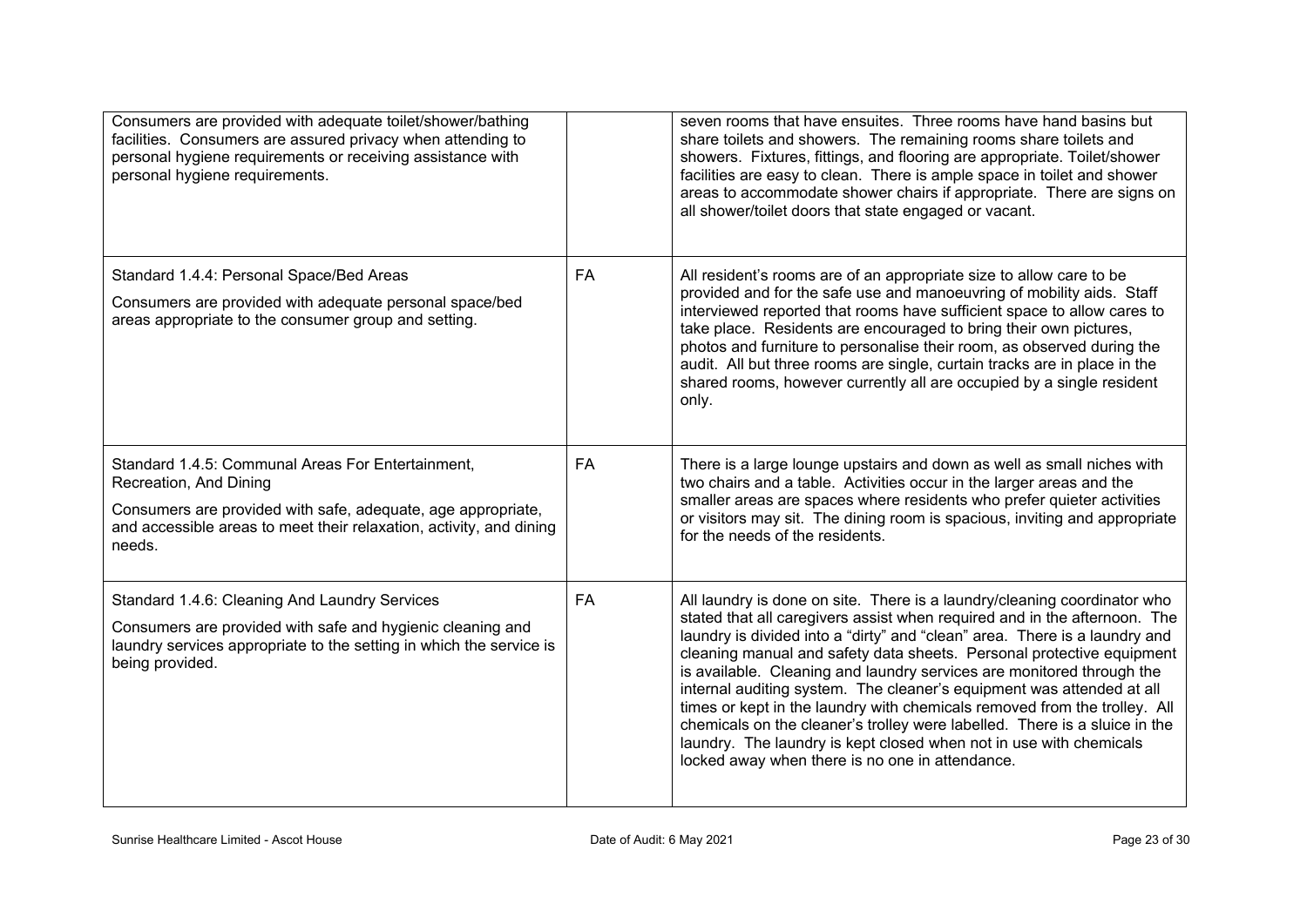| | | |
|---|---|---|
| Consumers are provided with adequate toilet/shower/bathing facilities. Consumers are assured privacy when attending to personal hygiene requirements or receiving assistance with personal hygiene requirements. | | seven rooms that have ensuites. Three rooms have hand basins but share toilets and showers. The remaining rooms share toilets and showers. Fixtures, fittings, and flooring are appropriate. Toilet/shower facilities are easy to clean. There is ample space in toilet and shower areas to accommodate shower chairs if appropriate. There are signs on all shower/toilet doors that state engaged or vacant. |
| Standard 1.4.4: Personal Space/Bed Areas<br><br>Consumers are provided with adequate personal space/bed areas appropriate to the consumer group and setting. | FA | All resident's rooms are of an appropriate size to allow care to be provided and for the safe use and manoeuvring of mobility aids. Staff interviewed reported that rooms have sufficient space to allow cares to take place. Residents are encouraged to bring their own pictures, photos and furniture to personalise their room, as observed during the audit. All but three rooms are single, curtain tracks are in place in the shared rooms, however currently all are occupied by a single resident only. |
| Standard 1.4.5: Communal Areas For Entertainment, Recreation, And Dining<br><br>Consumers are provided with safe, adequate, age appropriate, and accessible areas to meet their relaxation, activity, and dining needs. | FA | There is a large lounge upstairs and down as well as small niches with two chairs and a table. Activities occur in the larger areas and the smaller areas are spaces where residents who prefer quieter activities or visitors may sit. The dining room is spacious, inviting and appropriate for the needs of the residents. |
| Standard 1.4.6: Cleaning And Laundry Services<br><br>Consumers are provided with safe and hygienic cleaning and laundry services appropriate to the setting in which the service is being provided. | FA | All laundry is done on site. There is a laundry/cleaning coordinator who stated that all caregivers assist when required and in the afternoon. The laundry is divided into a "dirty" and "clean" area. There is a laundry and cleaning manual and safety data sheets. Personal protective equipment is available. Cleaning and laundry services are monitored through the internal auditing system. The cleaner's equipment was attended at all times or kept in the laundry with chemicals removed from the trolley. All chemicals on the cleaner's trolley were labelled. There is a sluice in the laundry. The laundry is kept closed when not in use with chemicals locked away when there is no one in attendance. |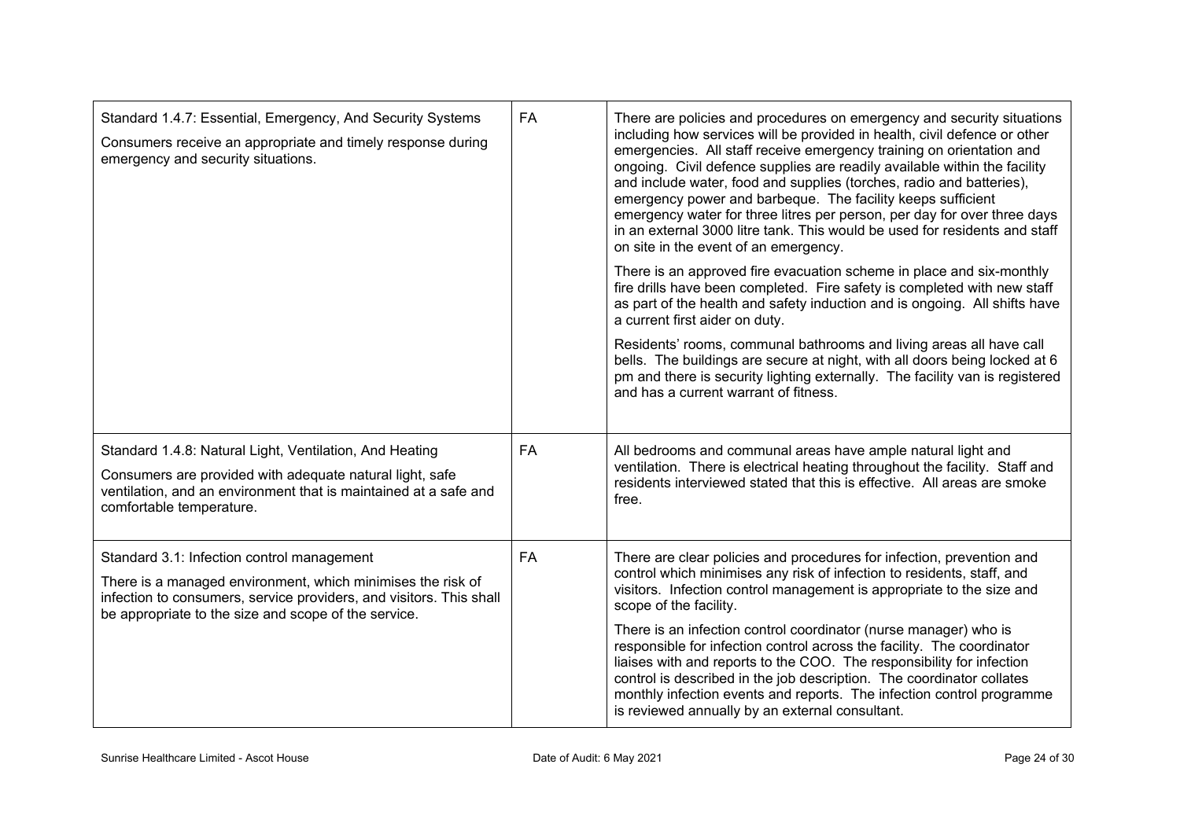| Standard | Attainment | Evidence |
|---|---|---|
| Standard 1.4.7: Essential, Emergency, And Security Systems<br><br>Consumers receive an appropriate and timely response during emergency and security situations. | FA | There are policies and procedures on emergency and security situations including how services will be provided in health, civil defence or other emergencies. All staff receive emergency training on orientation and ongoing. Civil defence supplies are readily available within the facility and include water, food and supplies (torches, radio and batteries), emergency power and barbeque. The facility keeps sufficient emergency water for three litres per person, per day for over three days in an external 3000 litre tank. This would be used for residents and staff on site in the event of an emergency.<br><br>There is an approved fire evacuation scheme in place and six-monthly fire drills have been completed. Fire safety is completed with new staff as part of the health and safety induction and is ongoing. All shifts have a current first aider on duty.<br><br>Residents' rooms, communal bathrooms and living areas all have call bells. The buildings are secure at night, with all doors being locked at 6 pm and there is security lighting externally. The facility van is registered and has a current warrant of fitness. |
| Standard 1.4.8: Natural Light, Ventilation, And Heating<br><br>Consumers are provided with adequate natural light, safe ventilation, and an environment that is maintained at a safe and comfortable temperature. | FA | All bedrooms and communal areas have ample natural light and ventilation. There is electrical heating throughout the facility. Staff and residents interviewed stated that this is effective. All areas are smoke free. |
| Standard 3.1: Infection control management<br><br>There is a managed environment, which minimises the risk of infection to consumers, service providers, and visitors. This shall be appropriate to the size and scope of the service. | FA | There are clear policies and procedures for infection, prevention and control which minimises any risk of infection to residents, staff, and visitors. Infection control management is appropriate to the size and scope of the facility.<br><br>There is an infection control coordinator (nurse manager) who is responsible for infection control across the facility. The coordinator liaises with and reports to the COO. The responsibility for infection control is described in the job description. The coordinator collates monthly infection events and reports. The infection control programme is reviewed annually by an external consultant. |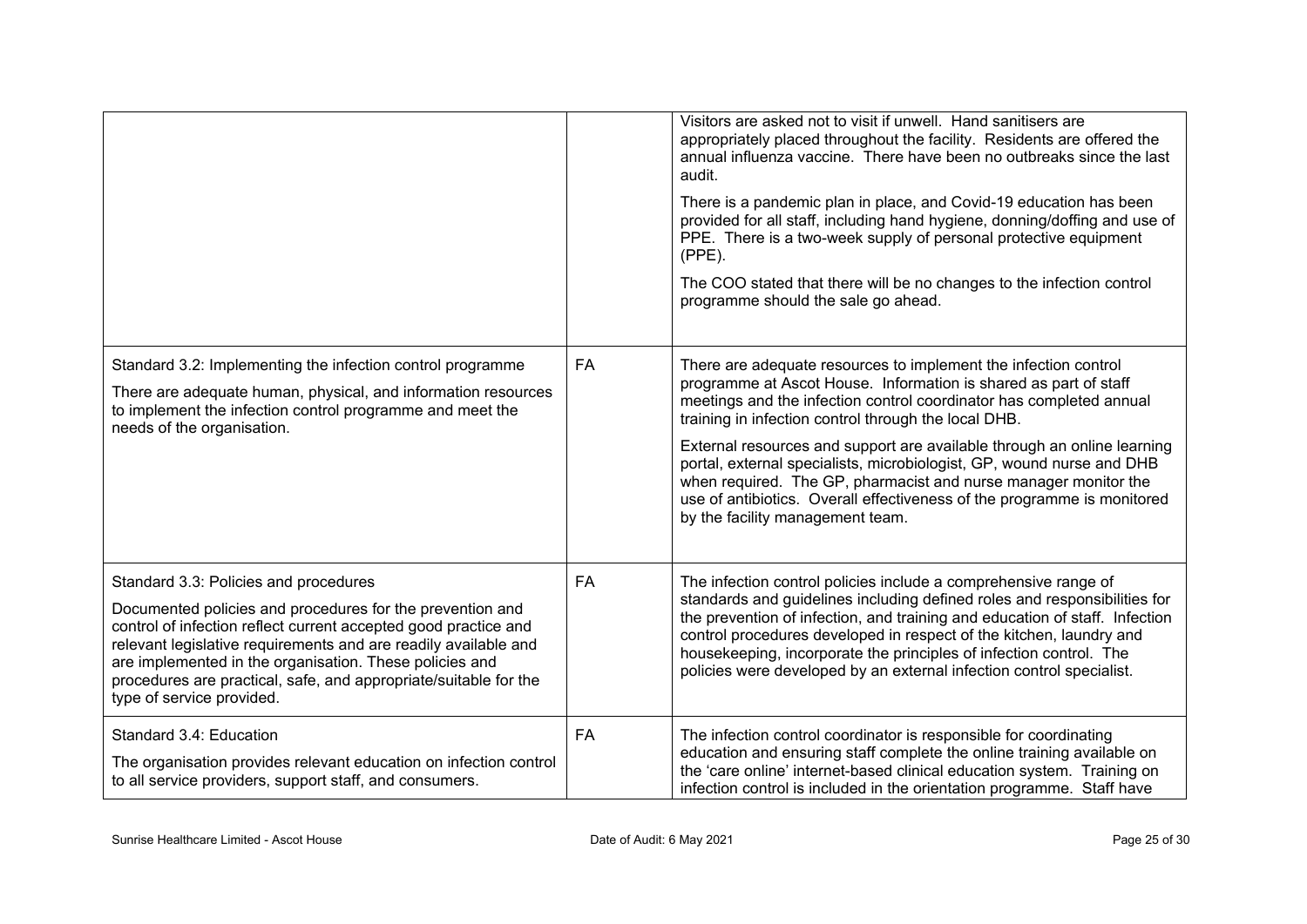| | | |
|---|---|---|
| | | Visitors are asked not to visit if unwell. Hand sanitisers are appropriately placed throughout the facility. Residents are offered the annual influenza vaccine. There have been no outbreaks since the last audit.<br><br>There is a pandemic plan in place, and Covid-19 education has been provided for all staff, including hand hygiene, donning/doffing and use of PPE. There is a two-week supply of personal protective equipment (PPE).<br><br>The COO stated that there will be no changes to the infection control programme should the sale go ahead. |
| Standard 3.2: Implementing the infection control programme<br><br>There are adequate human, physical, and information resources to implement the infection control programme and meet the needs of the organisation. | FA | There are adequate resources to implement the infection control programme at Ascot House. Information is shared as part of staff meetings and the infection control coordinator has completed annual training in infection control through the local DHB.<br><br>External resources and support are available through an online learning portal, external specialists, microbiologist, GP, wound nurse and DHB when required. The GP, pharmacist and nurse manager monitor the use of antibiotics. Overall effectiveness of the programme is monitored by the facility management team. |
| Standard 3.3: Policies and procedures<br><br>Documented policies and procedures for the prevention and control of infection reflect current accepted good practice and relevant legislative requirements and are readily available and are implemented in the organisation. These policies and procedures are practical, safe, and appropriate/suitable for the type of service provided. | FA | The infection control policies include a comprehensive range of standards and guidelines including defined roles and responsibilities for the prevention of infection, and training and education of staff. Infection control procedures developed in respect of the kitchen, laundry and housekeeping, incorporate the principles of infection control. The policies were developed by an external infection control specialist. |
| Standard 3.4: Education<br><br>The organisation provides relevant education on infection control to all service providers, support staff, and consumers. | FA | The infection control coordinator is responsible for coordinating education and ensuring staff complete the online training available on the 'care online' internet-based clinical education system. Training on infection control is included in the orientation programme. Staff have |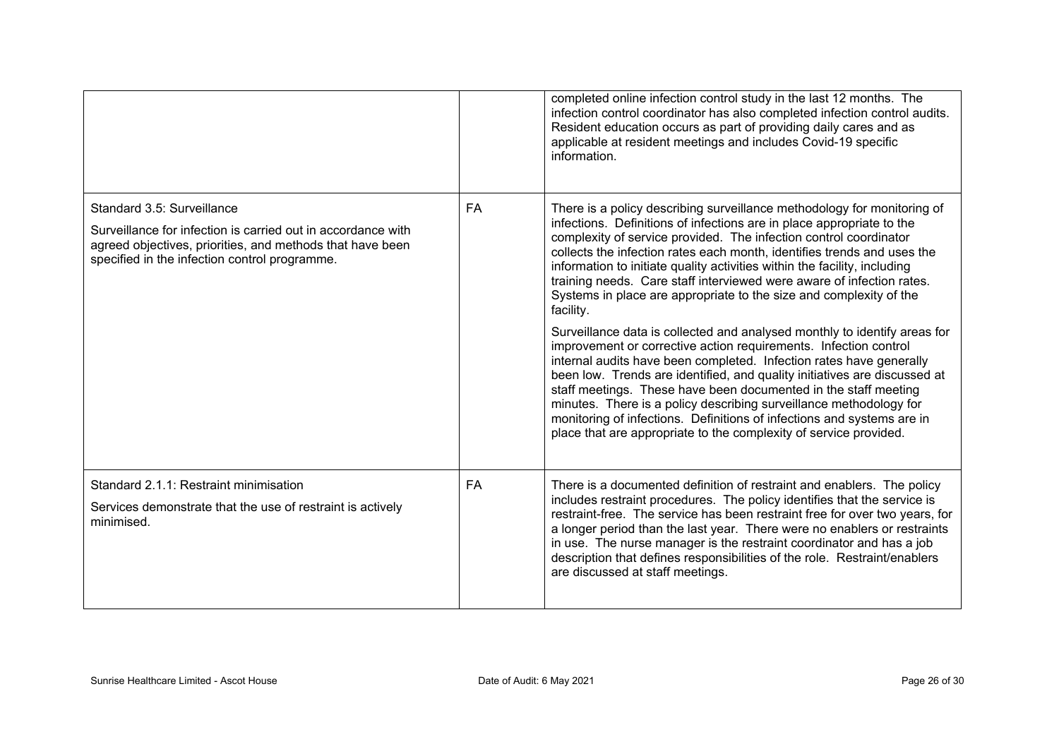| | | |
|---|---|---|
| | | completed online infection control study in the last 12 months. The infection control coordinator has also completed infection control audits. Resident education occurs as part of providing daily cares and as applicable at resident meetings and includes Covid-19 specific information. |
| Standard 3.5: Surveillance<br><br>Surveillance for infection is carried out in accordance with agreed objectives, priorities, and methods that have been specified in the infection control programme. | FA | There is a policy describing surveillance methodology for monitoring of infections. Definitions of infections are in place appropriate to the complexity of service provided. The infection control coordinator collects the infection rates each month, identifies trends and uses the information to initiate quality activities within the facility, including training needs. Care staff interviewed were aware of infection rates. Systems in place are appropriate to the size and complexity of the facility.<br><br>Surveillance data is collected and analysed monthly to identify areas for improvement or corrective action requirements. Infection control internal audits have been completed. Infection rates have generally been low. Trends are identified, and quality initiatives are discussed at staff meetings. These have been documented in the staff meeting minutes. There is a policy describing surveillance methodology for monitoring of infections. Definitions of infections and systems are in place that are appropriate to the complexity of service provided. |
| Standard 2.1.1: Restraint minimisation<br><br>Services demonstrate that the use of restraint is actively minimised. | FA | There is a documented definition of restraint and enablers. The policy includes restraint procedures. The policy identifies that the service is restraint-free. The service has been restraint free for over two years, for a longer period than the last year. There were no enablers or restraints in use. The nurse manager is the restraint coordinator and has a job description that defines responsibilities of the role. Restraint/enablers are discussed at staff meetings. |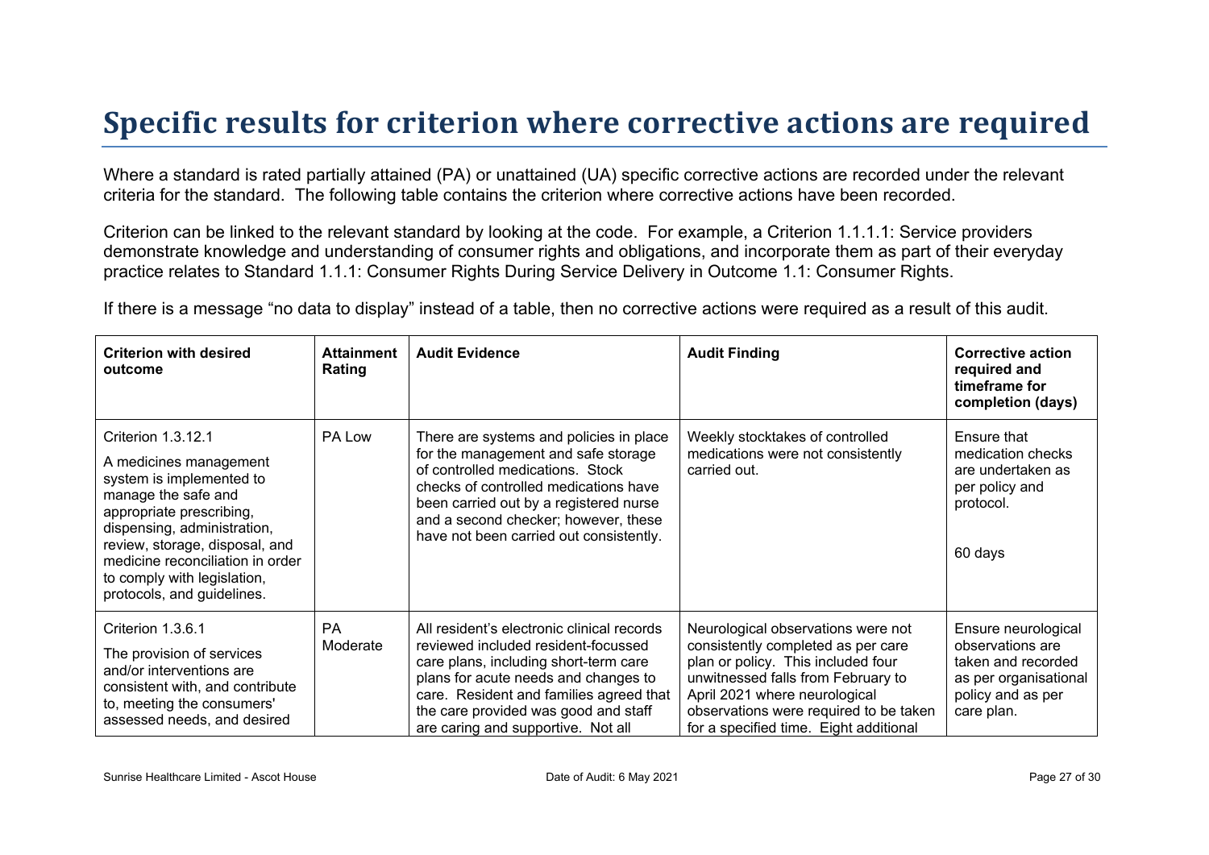# Specific results for criterion where corrective actions are required

Where a standard is rated partially attained (PA) or unattained (UA) specific corrective actions are recorded under the relevant criteria for the standard. The following table contains the criterion where corrective actions have been recorded.

Criterion can be linked to the relevant standard by looking at the code. For example, a Criterion 1.1.1.1: Service providers demonstrate knowledge and understanding of consumer rights and obligations, and incorporate them as part of their everyday practice relates to Standard 1.1.1: Consumer Rights During Service Delivery in Outcome 1.1: Consumer Rights.

If there is a message "no data to display" instead of a table, then no corrective actions were required as a result of this audit.

| Criterion with desired outcome | Attainment Rating | Audit Evidence | Audit Finding | Corrective action required and timeframe for completion (days) |
|---|---|---|---|---|
| Criterion 1.3.12.1<br><br>A medicines management system is implemented to manage the safe and appropriate prescribing, dispensing, administration, review, storage, disposal, and medicine reconciliation in order to comply with legislation, protocols, and guidelines. | PA Low | There are systems and policies in place for the management and safe storage of controlled medications. Stock checks of controlled medications have been carried out by a registered nurse and a second checker; however, these have not been carried out consistently. | Weekly stocktakes of controlled medications were not consistently carried out. | Ensure that medication checks are undertaken as per policy and protocol.<br><br>60 days |
| Criterion 1.3.6.1<br><br>The provision of services and/or interventions are consistent with, and contribute to, meeting the consumers' assessed needs, and desired | PA Moderate | All resident's electronic clinical records reviewed included resident-focussed care plans, including short-term care plans for acute needs and changes to care. Resident and families agreed that the care provided was good and staff are caring and supportive. Not all | Neurological observations were not consistently completed as per care plan or policy. This included four unwitnessed falls from February to April 2021 where neurological observations were required to be taken for a specified time. Eight additional | Ensure neurological observations are taken and recorded as per organisational policy and as per care plan. |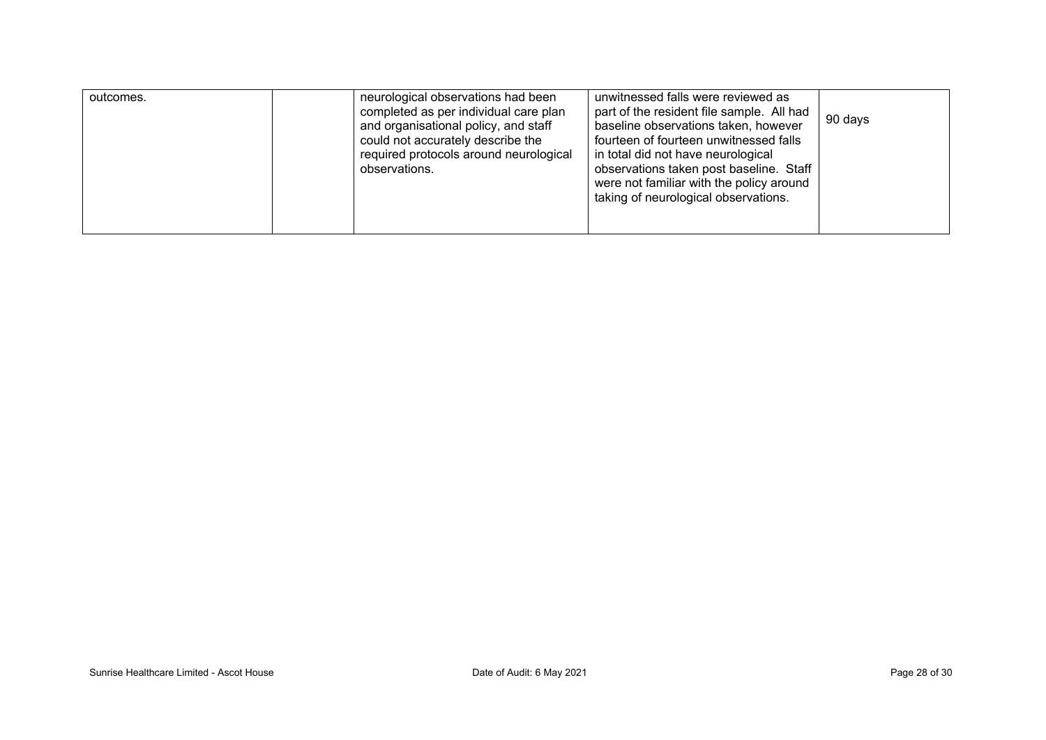| outcomes. | | neurological observations had been completed as per individual care plan and organisational policy, and staff could not accurately describe the required protocols around neurological observations. | unwitnessed falls were reviewed as part of the resident file sample. All had baseline observations taken, however fourteen of fourteen unwitnessed falls in total did not have neurological observations taken post baseline. Staff were not familiar with the policy around taking of neurological observations. | 90 days |
|---|---|---|---|---|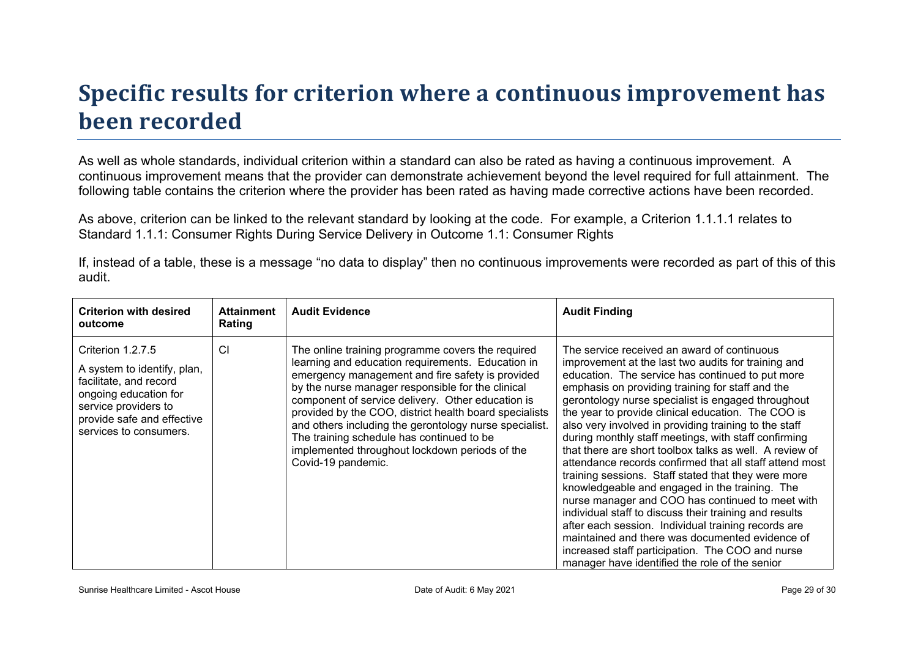# Specific results for criterion where a continuous improvement has been recorded

As well as whole standards, individual criterion within a standard can also be rated as having a continuous improvement. A continuous improvement means that the provider can demonstrate achievement beyond the level required for full attainment. The following table contains the criterion where the provider has been rated as having made corrective actions have been recorded.

As above, criterion can be linked to the relevant standard by looking at the code. For example, a Criterion 1.1.1.1 relates to Standard 1.1.1: Consumer Rights During Service Delivery in Outcome 1.1: Consumer Rights

If, instead of a table, these is a message "no data to display" then no continuous improvements were recorded as part of this of this audit.

| Criterion with desired outcome | Attainment Rating | Audit Evidence | Audit Finding |
|---|---|---|---|
| Criterion 1.2.7.5<br>A system to identify, plan, facilitate, and record ongoing education for service providers to provide safe and effective services to consumers. | CI | The online training programme covers the required learning and education requirements. Education in emergency management and fire safety is provided by the nurse manager responsible for the clinical component of service delivery. Other education is provided by the COO, district health board specialists and others including the gerontology nurse specialist. The training schedule has continued to be implemented throughout lockdown periods of the Covid-19 pandemic. | The service received an award of continuous improvement at the last two audits for training and education. The service has continued to put more emphasis on providing training for staff and the gerontology nurse specialist is engaged throughout the year to provide clinical education. The COO is also very involved in providing training to the staff during monthly staff meetings, with staff confirming that there are short toolbox talks as well. A review of attendance records confirmed that all staff attend most training sessions. Staff stated that they were more knowledgeable and engaged in the training. The nurse manager and COO has continued to meet with individual staff to discuss their training and results after each session. Individual training records are maintained and there was documented evidence of increased staff participation. The COO and nurse manager have identified the role of the senior |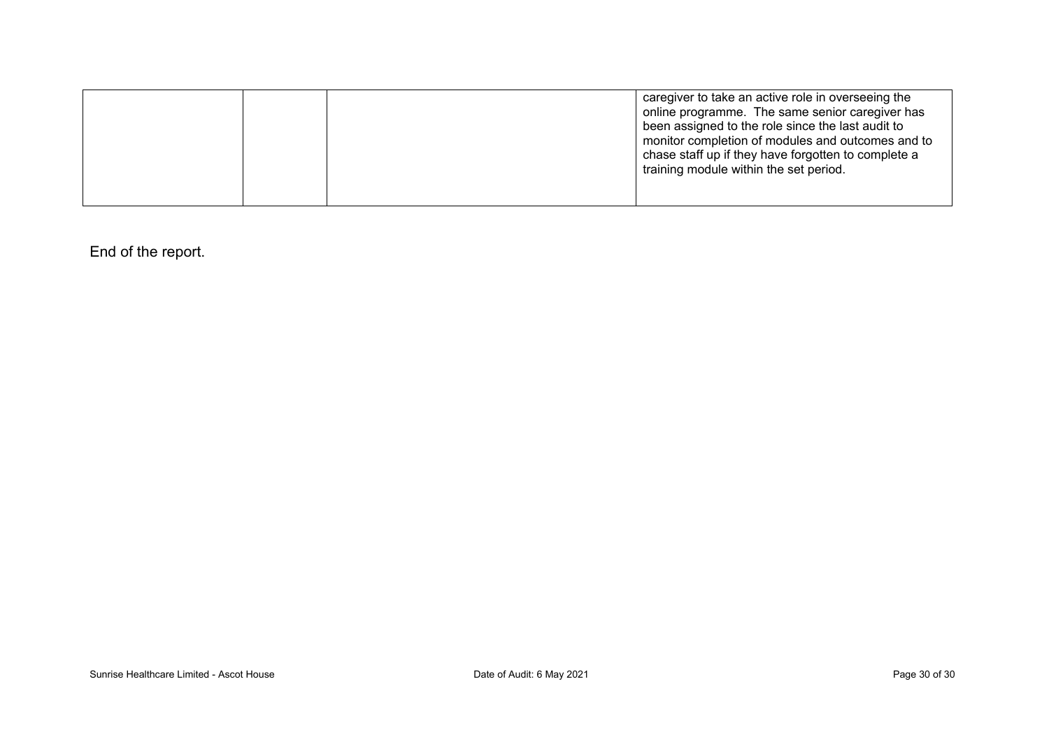| | | | |
|---|---|---|---|
| | | | caregiver to take an active role in overseeing the online programme. The same senior caregiver has been assigned to the role since the last audit to monitor completion of modules and outcomes and to chase staff up if they have forgotten to complete a training module within the set period. |

End of the report.